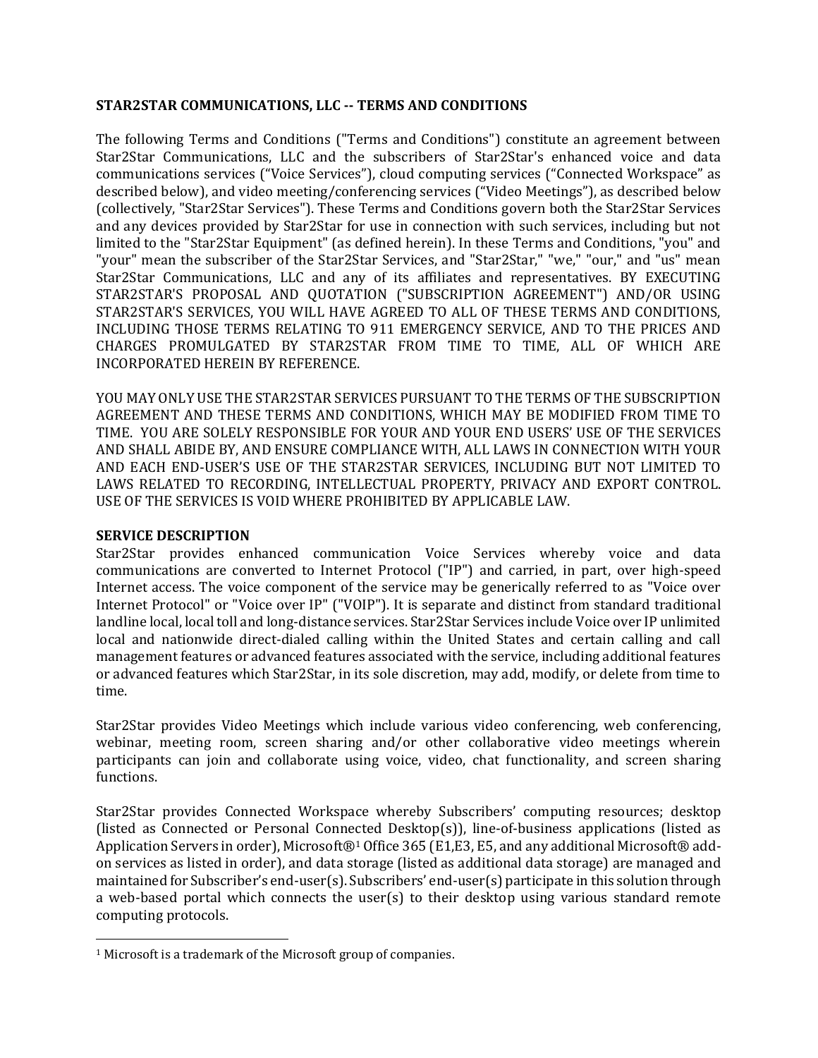**STAR2STAR COMMUNICATIONS, LLC -- TERMS AND CONDITIONS**

The following Terms and Conditions ("Terms and Conditions") constitute an agreement between Star2Star Communications, LLC and the subscribers of Star2Star's enhanced voice and data communications services ("Voice Services"), cloud computing services ("Connected Workspace" as described below), and video meeting/conferencing services ("Video Meetings"), as described below (collectively, "Star2Star Services"). These Terms and Conditions govern both the Star2Star Services and any devices provided by Star2Star for use in connection with such services, including but not limited to the "Star2Star Equipment" (as defined herein). In these Terms and Conditions, "you" and "your" mean the subscriber of the Star2Star Services, and "Star2Star," "we," "our," and "us" mean Star2Star Communications, LLC and any of its affiliates and representatives. BY EXECUTING STAR2STAR'S PROPOSAL AND QUOTATION ("SUBSCRIPTION AGREEMENT") AND/OR USING STAR2STAR'S SERVICES, YOU WILL HAVE AGREED TO ALL OF THESE TERMS AND CONDITIONS, INCLUDING THOSE TERMS RELATING TO 911 EMERGENCY SERVICE, AND TO THE PRICES AND CHARGES PROMULGATED BY STAR2STAR FROM TIME TO TIME, ALL OF WHICH ARE INCORPORATED HEREIN BY REFERENCE.

YOU MAY ONLY USE THE STAR2STAR SERVICES PURSUANT TO THE TERMS OF THE SUBSCRIPTION AGREEMENT AND THESE TERMS AND CONDITIONS, WHICH MAY BE MODIFIED FROM TIME TO TIME. YOU ARE SOLELY RESPONSIBLE FOR YOUR AND YOUR END USERS' USE OF THE SERVICES AND SHALL ABIDE BY, AND ENSURE COMPLIANCE WITH, ALL LAWS IN CONNECTION WITH YOUR AND EACH END-USER'S USE OF THE STAR2STAR SERVICES, INCLUDING BUT NOT LIMITED TO LAWS RELATED TO RECORDING, INTELLECTUAL PROPERTY, PRIVACY AND EXPORT CONTROL. USE OF THE SERVICES IS VOID WHERE PROHIBITED BY APPLICABLE LAW.

**SERVICE DESCRIPTION**

Star2Star provides enhanced communication Voice Services whereby voice and data communications are converted to Internet Protocol ("IP") and carried, in part, over high-speed Internet access. The voice component of the service may be generically referred to as "Voice over Internet Protocol" or "Voice over IP" ("VOIP"). It is separate and distinct from standard traditional landline local, local toll and long-distance services. Star2Star Services include Voice over IP unlimited local and nationwide direct-dialed calling within the United States and certain calling and call management features or advanced features associated with the service, including additional features or advanced features which Star2Star, in its sole discretion, may add, modify, or delete from time to time.

Star2Star provides Video Meetings which include various video conferencing, web conferencing, webinar, meeting room, screen sharing and/or other collaborative video meetings wherein participants can join and collaborate using voice, video, chat functionality, and screen sharing functions.

Star2Star provides Connected Workspace whereby Subscribers' computing resources; desktop (listed as Connected or Personal Connected Desktop(s)), line-of-business applications (listed as Application Servers in order), Microsoft®[1] Office 365 (E1,E3, E5, and any additional Microsoft® add-on services as listed in order), and data storage (listed as additional data storage) are managed and maintained for Subscriber's end-user(s). Subscribers' end-user(s) participate in this solution through a web-based portal which connects the user(s) to their desktop using various standard remote computing protocols.

---

[1] Microsoft is a trademark of the Microsoft group of companies.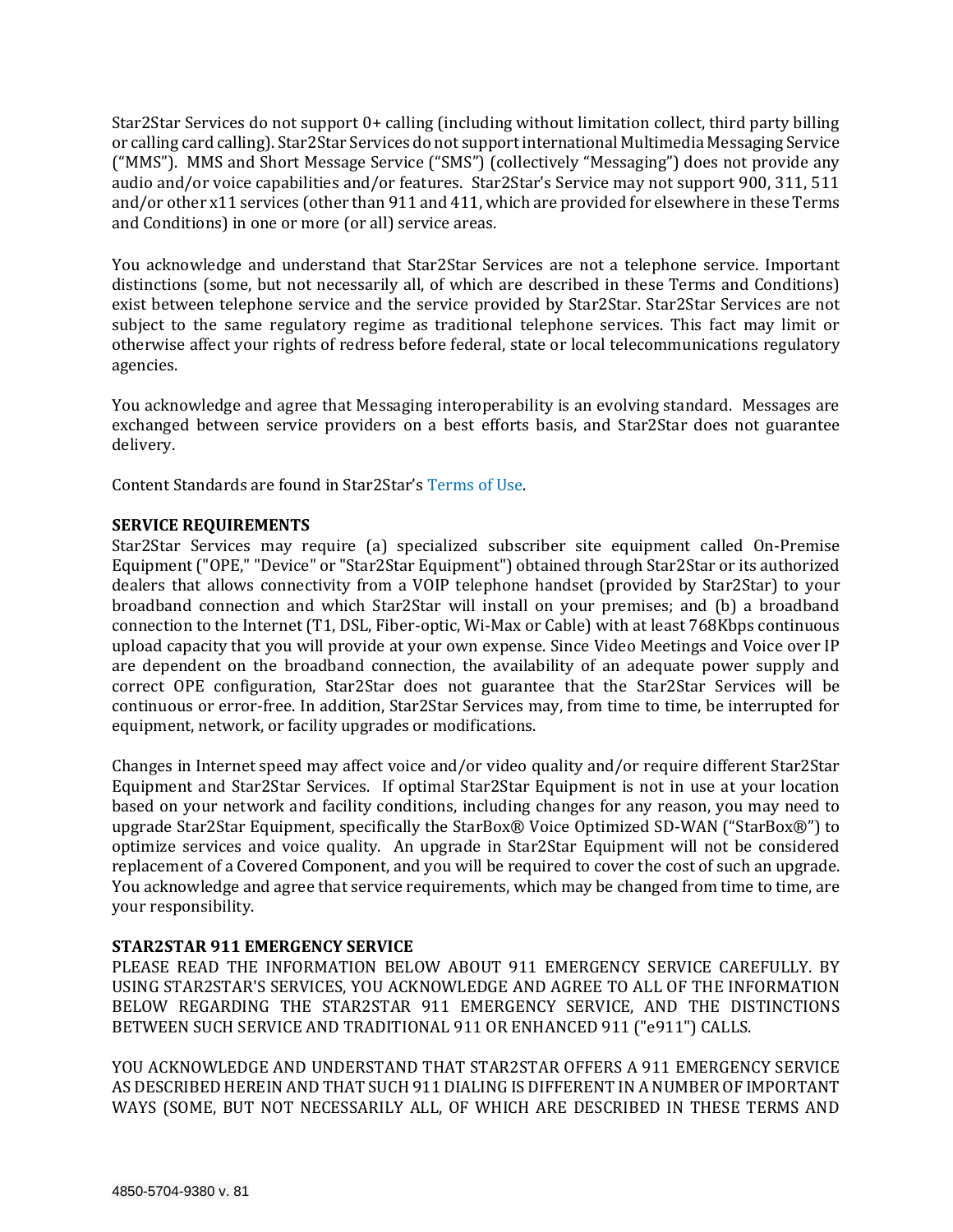Star2Star Services do not support 0+ calling (including without limitation collect, third party billing or calling card calling). Star2Star Services do not support international Multimedia Messaging Service ("MMS"). MMS and Short Message Service ("SMS") (collectively "Messaging") does not provide any audio and/or voice capabilities and/or features. Star2Star's Service may not support 900, 311, 511 and/or other x11 services (other than 911 and 411, which are provided for elsewhere in these Terms and Conditions) in one or more (or all) service areas.

You acknowledge and understand that Star2Star Services are not a telephone service. Important distinctions (some, but not necessarily all, of which are described in these Terms and Conditions) exist between telephone service and the service provided by Star2Star. Star2Star Services are not subject to the same regulatory regime as traditional telephone services. This fact may limit or otherwise affect your rights of redress before federal, state or local telecommunications regulatory agencies.

You acknowledge and agree that Messaging interoperability is an evolving standard. Messages are exchanged between service providers on a best efforts basis, and Star2Star does not guarantee delivery.

Content Standards are found in Star2Star's Terms of Use.

**SERVICE REQUIREMENTS**

Star2Star Services may require (a) specialized subscriber site equipment called On-Premise Equipment ("OPE," "Device" or "Star2Star Equipment") obtained through Star2Star or its authorized dealers that allows connectivity from a VOIP telephone handset (provided by Star2Star) to your broadband connection and which Star2Star will install on your premises; and (b) a broadband connection to the Internet (T1, DSL, Fiber-optic, Wi-Max or Cable) with at least 768Kbps continuous upload capacity that you will provide at your own expense. Since Video Meetings and Voice over IP are dependent on the broadband connection, the availability of an adequate power supply and correct OPE configuration, Star2Star does not guarantee that the Star2Star Services will be continuous or error-free. In addition, Star2Star Services may, from time to time, be interrupted for equipment, network, or facility upgrades or modifications.

Changes in Internet speed may affect voice and/or video quality and/or require different Star2Star Equipment and Star2Star Services. If optimal Star2Star Equipment is not in use at your location based on your network and facility conditions, including changes for any reason, you may need to upgrade Star2Star Equipment, specifically the StarBox® Voice Optimized SD-WAN ("StarBox®") to optimize services and voice quality. An upgrade in Star2Star Equipment will not be considered replacement of a Covered Component, and you will be required to cover the cost of such an upgrade. You acknowledge and agree that service requirements, which may be changed from time to time, are your responsibility.

**STAR2STAR 911 EMERGENCY SERVICE**

PLEASE READ THE INFORMATION BELOW ABOUT 911 EMERGENCY SERVICE CAREFULLY. BY USING STAR2STAR'S SERVICES, YOU ACKNOWLEDGE AND AGREE TO ALL OF THE INFORMATION BELOW REGARDING THE STAR2STAR 911 EMERGENCY SERVICE, AND THE DISTINCTIONS BETWEEN SUCH SERVICE AND TRADITIONAL 911 OR ENHANCED 911 ("e911") CALLS.

YOU ACKNOWLEDGE AND UNDERSTAND THAT STAR2STAR OFFERS A 911 EMERGENCY SERVICE AS DESCRIBED HEREIN AND THAT SUCH 911 DIALING IS DIFFERENT IN A NUMBER OF IMPORTANT WAYS (SOME, BUT NOT NECESSARILY ALL, OF WHICH ARE DESCRIBED IN THESE TERMS AND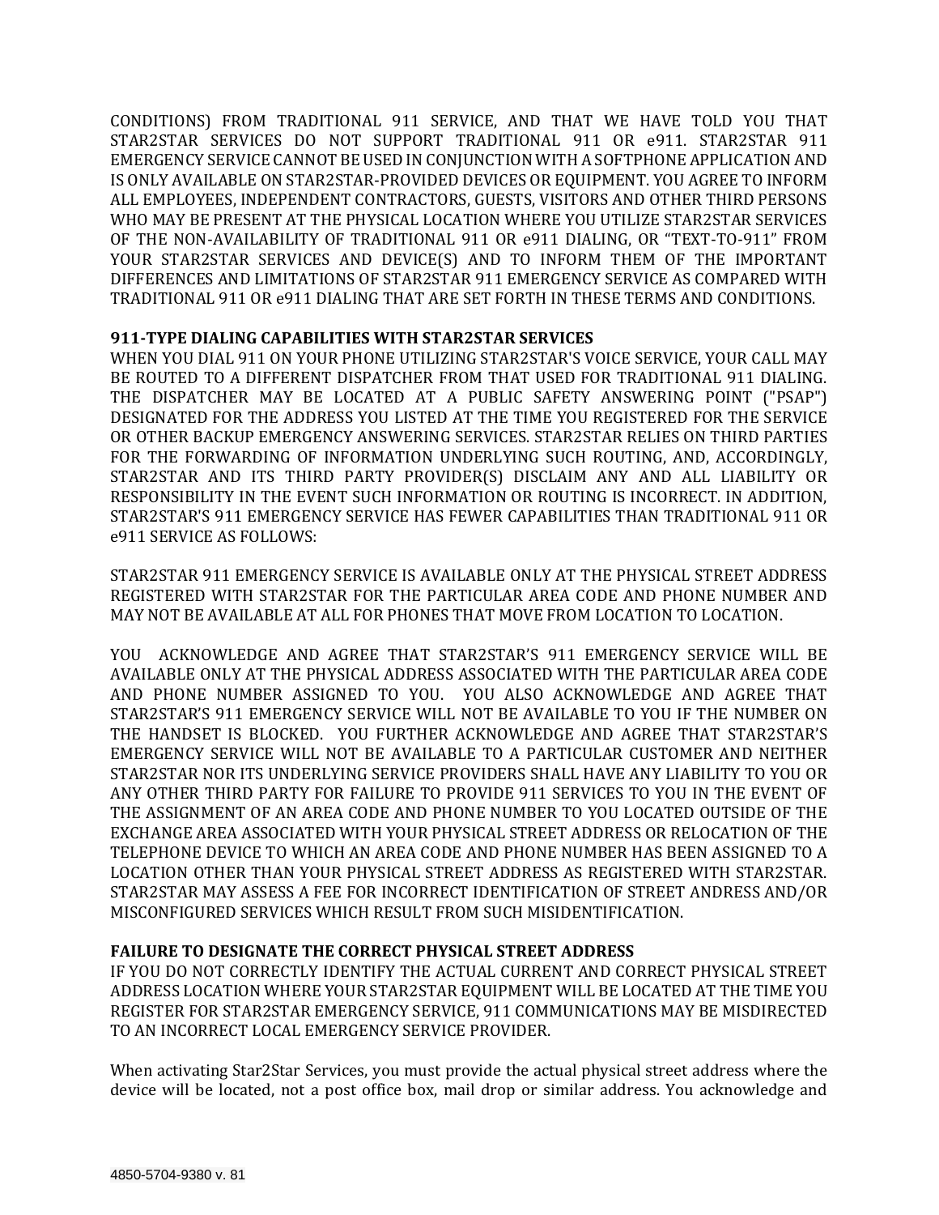CONDITIONS) FROM TRADITIONAL 911 SERVICE, AND THAT WE HAVE TOLD YOU THAT STAR2STAR SERVICES DO NOT SUPPORT TRADITIONAL 911 OR e911. STAR2STAR 911 EMERGENCY SERVICE CANNOT BE USED IN CONJUNCTION WITH A SOFTPHONE APPLICATION AND IS ONLY AVAILABLE ON STAR2STAR-PROVIDED DEVICES OR EQUIPMENT. YOU AGREE TO INFORM ALL EMPLOYEES, INDEPENDENT CONTRACTORS, GUESTS, VISITORS AND OTHER THIRD PERSONS WHO MAY BE PRESENT AT THE PHYSICAL LOCATION WHERE YOU UTILIZE STAR2STAR SERVICES OF THE NON-AVAILABILITY OF TRADITIONAL 911 OR e911 DIALING, OR "TEXT-TO-911" FROM YOUR STAR2STAR SERVICES AND DEVICE(S) AND TO INFORM THEM OF THE IMPORTANT DIFFERENCES AND LIMITATIONS OF STAR2STAR 911 EMERGENCY SERVICE AS COMPARED WITH TRADITIONAL 911 OR e911 DIALING THAT ARE SET FORTH IN THESE TERMS AND CONDITIONS.

**911-TYPE DIALING CAPABILITIES WITH STAR2STAR SERVICES**

WHEN YOU DIAL 911 ON YOUR PHONE UTILIZING STAR2STAR'S VOICE SERVICE, YOUR CALL MAY BE ROUTED TO A DIFFERENT DISPATCHER FROM THAT USED FOR TRADITIONAL 911 DIALING. THE DISPATCHER MAY BE LOCATED AT A PUBLIC SAFETY ANSWERING POINT ("PSAP") DESIGNATED FOR THE ADDRESS YOU LISTED AT THE TIME YOU REGISTERED FOR THE SERVICE OR OTHER BACKUP EMERGENCY ANSWERING SERVICES. STAR2STAR RELIES ON THIRD PARTIES FOR THE FORWARDING OF INFORMATION UNDERLYING SUCH ROUTING, AND, ACCORDINGLY, STAR2STAR AND ITS THIRD PARTY PROVIDER(S) DISCLAIM ANY AND ALL LIABILITY OR RESPONSIBILITY IN THE EVENT SUCH INFORMATION OR ROUTING IS INCORRECT. IN ADDITION, STAR2STAR'S 911 EMERGENCY SERVICE HAS FEWER CAPABILITIES THAN TRADITIONAL 911 OR e911 SERVICE AS FOLLOWS:

STAR2STAR 911 EMERGENCY SERVICE IS AVAILABLE ONLY AT THE PHYSICAL STREET ADDRESS REGISTERED WITH STAR2STAR FOR THE PARTICULAR AREA CODE AND PHONE NUMBER AND MAY NOT BE AVAILABLE AT ALL FOR PHONES THAT MOVE FROM LOCATION TO LOCATION.

YOU ACKNOWLEDGE AND AGREE THAT STAR2STAR'S 911 EMERGENCY SERVICE WILL BE AVAILABLE ONLY AT THE PHYSICAL ADDRESS ASSOCIATED WITH THE PARTICULAR AREA CODE AND PHONE NUMBER ASSIGNED TO YOU. YOU ALSO ACKNOWLEDGE AND AGREE THAT STAR2STAR'S 911 EMERGENCY SERVICE WILL NOT BE AVAILABLE TO YOU IF THE NUMBER ON THE HANDSET IS BLOCKED. YOU FURTHER ACKNOWLEDGE AND AGREE THAT STAR2STAR'S EMERGENCY SERVICE WILL NOT BE AVAILABLE TO A PARTICULAR CUSTOMER AND NEITHER STAR2STAR NOR ITS UNDERLYING SERVICE PROVIDERS SHALL HAVE ANY LIABILITY TO YOU OR ANY OTHER THIRD PARTY FOR FAILURE TO PROVIDE 911 SERVICES TO YOU IN THE EVENT OF THE ASSIGNMENT OF AN AREA CODE AND PHONE NUMBER TO YOU LOCATED OUTSIDE OF THE EXCHANGE AREA ASSOCIATED WITH YOUR PHYSICAL STREET ADDRESS OR RELOCATION OF THE TELEPHONE DEVICE TO WHICH AN AREA CODE AND PHONE NUMBER HAS BEEN ASSIGNED TO A LOCATION OTHER THAN YOUR PHYSICAL STREET ADDRESS AS REGISTERED WITH STAR2STAR. STAR2STAR MAY ASSESS A FEE FOR INCORRECT IDENTIFICATION OF STREET ANDRESS AND/OR MISCONFIGURED SERVICES WHICH RESULT FROM SUCH MISIDENTIFICATION.

**FAILURE TO DESIGNATE THE CORRECT PHYSICAL STREET ADDRESS**

IF YOU DO NOT CORRECTLY IDENTIFY THE ACTUAL CURRENT AND CORRECT PHYSICAL STREET ADDRESS LOCATION WHERE YOUR STAR2STAR EQUIPMENT WILL BE LOCATED AT THE TIME YOU REGISTER FOR STAR2STAR EMERGENCY SERVICE, 911 COMMUNICATIONS MAY BE MISDIRECTED TO AN INCORRECT LOCAL EMERGENCY SERVICE PROVIDER.

When activating Star2Star Services, you must provide the actual physical street address where the device will be located, not a post office box, mail drop or similar address. You acknowledge and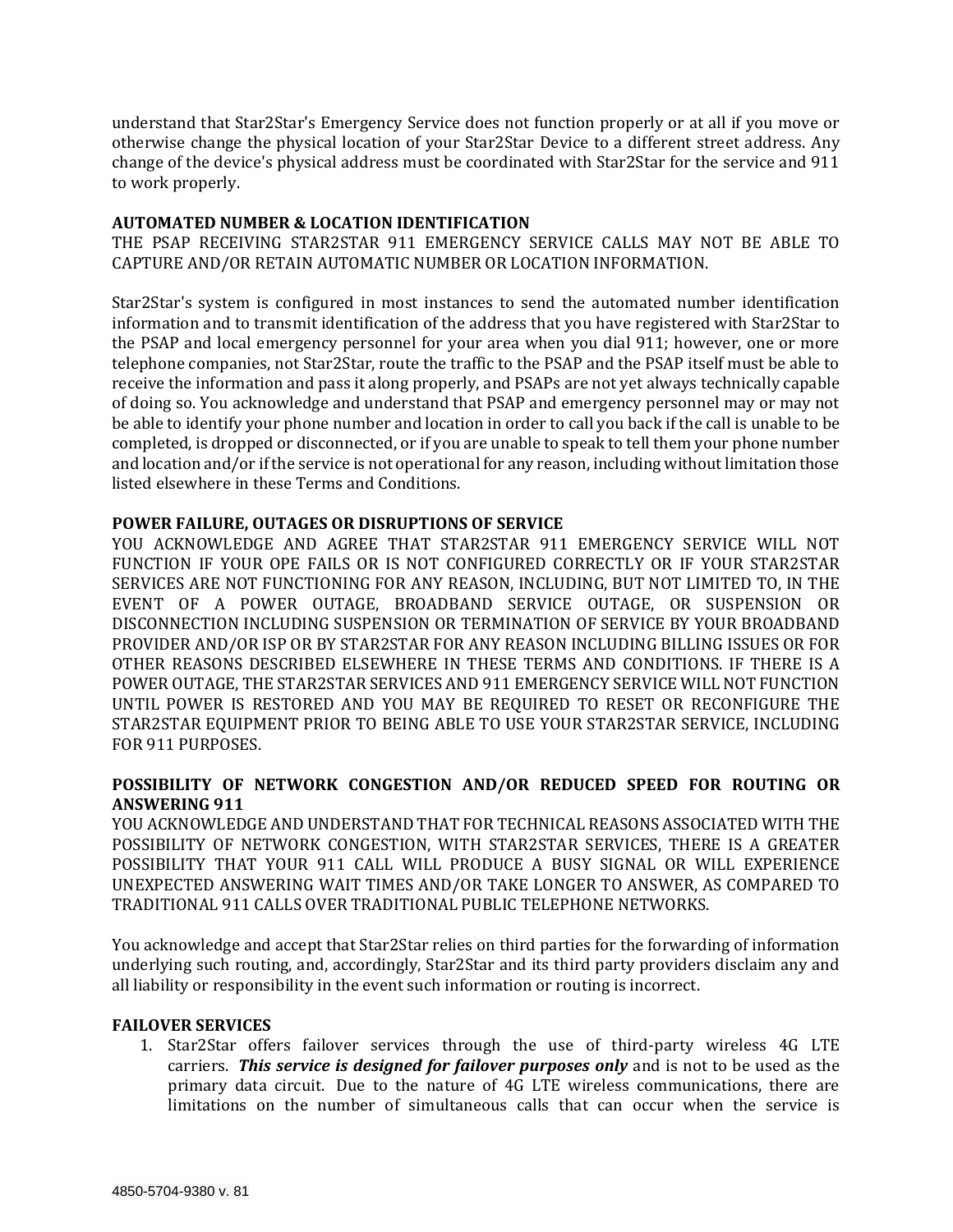understand that Star2Star's Emergency Service does not function properly or at all if you move or otherwise change the physical location of your Star2Star Device to a different street address. Any change of the device's physical address must be coordinated with Star2Star for the service and 911 to work properly.

**AUTOMATED NUMBER & LOCATION IDENTIFICATION**
THE PSAP RECEIVING STAR2STAR 911 EMERGENCY SERVICE CALLS MAY NOT BE ABLE TO CAPTURE AND/OR RETAIN AUTOMATIC NUMBER OR LOCATION INFORMATION.

Star2Star's system is configured in most instances to send the automated number identification information and to transmit identification of the address that you have registered with Star2Star to the PSAP and local emergency personnel for your area when you dial 911; however, one or more telephone companies, not Star2Star, route the traffic to the PSAP and the PSAP itself must be able to receive the information and pass it along properly, and PSAPs are not yet always technically capable of doing so. You acknowledge and understand that PSAP and emergency personnel may or may not be able to identify your phone number and location in order to call you back if the call is unable to be completed, is dropped or disconnected, or if you are unable to speak to tell them your phone number and location and/or if the service is not operational for any reason, including without limitation those listed elsewhere in these Terms and Conditions.

**POWER FAILURE, OUTAGES OR DISRUPTIONS OF SERVICE**
YOU ACKNOWLEDGE AND AGREE THAT STAR2STAR 911 EMERGENCY SERVICE WILL NOT FUNCTION IF YOUR OPE FAILS OR IS NOT CONFIGURED CORRECTLY OR IF YOUR STAR2STAR SERVICES ARE NOT FUNCTIONING FOR ANY REASON, INCLUDING, BUT NOT LIMITED TO, IN THE EVENT OF A POWER OUTAGE, BROADBAND SERVICE OUTAGE, OR SUSPENSION OR DISCONNECTION INCLUDING SUSPENSION OR TERMINATION OF SERVICE BY YOUR BROADBAND PROVIDER AND/OR ISP OR BY STAR2STAR FOR ANY REASON INCLUDING BILLING ISSUES OR FOR OTHER REASONS DESCRIBED ELSEWHERE IN THESE TERMS AND CONDITIONS. IF THERE IS A POWER OUTAGE, THE STAR2STAR SERVICES AND 911 EMERGENCY SERVICE WILL NOT FUNCTION UNTIL POWER IS RESTORED AND YOU MAY BE REQUIRED TO RESET OR RECONFIGURE THE STAR2STAR EQUIPMENT PRIOR TO BEING ABLE TO USE YOUR STAR2STAR SERVICE, INCLUDING FOR 911 PURPOSES.

**POSSIBILITY OF NETWORK CONGESTION AND/OR REDUCED SPEED FOR ROUTING OR ANSWERING 911**
YOU ACKNOWLEDGE AND UNDERSTAND THAT FOR TECHNICAL REASONS ASSOCIATED WITH THE POSSIBILITY OF NETWORK CONGESTION, WITH STAR2STAR SERVICES, THERE IS A GREATER POSSIBILITY THAT YOUR 911 CALL WILL PRODUCE A BUSY SIGNAL OR WILL EXPERIENCE UNEXPECTED ANSWERING WAIT TIMES AND/OR TAKE LONGER TO ANSWER, AS COMPARED TO TRADITIONAL 911 CALLS OVER TRADITIONAL PUBLIC TELEPHONE NETWORKS.

You acknowledge and accept that Star2Star relies on third parties for the forwarding of information underlying such routing, and, accordingly, Star2Star and its third party providers disclaim any and all liability or responsibility in the event such information or routing is incorrect.

**FAILOVER SERVICES**

1. Star2Star offers failover services through the use of third-party wireless 4G LTE carriers. ***This service is designed for failover purposes only*** and is not to be used as the primary data circuit. Due to the nature of 4G LTE wireless communications, there are limitations on the number of simultaneous calls that can occur when the service is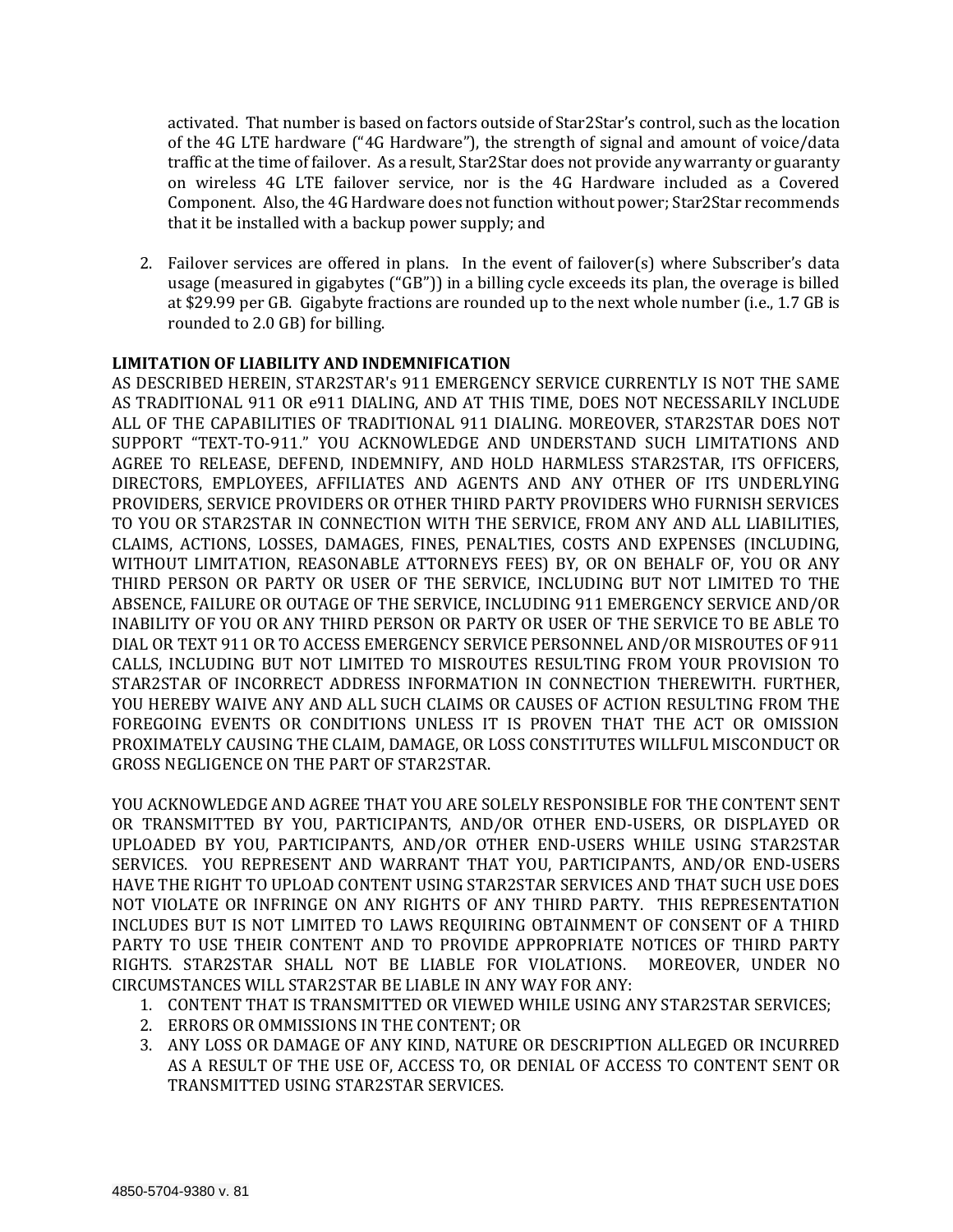activated. That number is based on factors outside of Star2Star's control, such as the location of the 4G LTE hardware ("4G Hardware"), the strength of signal and amount of voice/data traffic at the time of failover. As a result, Star2Star does not provide any warranty or guaranty on wireless 4G LTE failover service, nor is the 4G Hardware included as a Covered Component. Also, the 4G Hardware does not function without power; Star2Star recommends that it be installed with a backup power supply; and

2. Failover services are offered in plans. In the event of failover(s) where Subscriber's data usage (measured in gigabytes ("GB")) in a billing cycle exceeds its plan, the overage is billed at $29.99 per GB. Gigabyte fractions are rounded up to the next whole number (i.e., 1.7 GB is rounded to 2.0 GB) for billing.

**LIMITATION OF LIABILITY AND INDEMNIFICATION**

AS DESCRIBED HEREIN, STAR2STAR's 911 EMERGENCY SERVICE CURRENTLY IS NOT THE SAME AS TRADITIONAL 911 OR e911 DIALING, AND AT THIS TIME, DOES NOT NECESSARILY INCLUDE ALL OF THE CAPABILITIES OF TRADITIONAL 911 DIALING. MOREOVER, STAR2STAR DOES NOT SUPPORT "TEXT-TO-911." YOU ACKNOWLEDGE AND UNDERSTAND SUCH LIMITATIONS AND AGREE TO RELEASE, DEFEND, INDEMNIFY, AND HOLD HARMLESS STAR2STAR, ITS OFFICERS, DIRECTORS, EMPLOYEES, AFFILIATES AND AGENTS AND ANY OTHER OF ITS UNDERLYING PROVIDERS, SERVICE PROVIDERS OR OTHER THIRD PARTY PROVIDERS WHO FURNISH SERVICES TO YOU OR STAR2STAR IN CONNECTION WITH THE SERVICE, FROM ANY AND ALL LIABILITIES, CLAIMS, ACTIONS, LOSSES, DAMAGES, FINES, PENALTIES, COSTS AND EXPENSES (INCLUDING, WITHOUT LIMITATION, REASONABLE ATTORNEYS FEES) BY, OR ON BEHALF OF, YOU OR ANY THIRD PERSON OR PARTY OR USER OF THE SERVICE, INCLUDING BUT NOT LIMITED TO THE ABSENCE, FAILURE OR OUTAGE OF THE SERVICE, INCLUDING 911 EMERGENCY SERVICE AND/OR INABILITY OF YOU OR ANY THIRD PERSON OR PARTY OR USER OF THE SERVICE TO BE ABLE TO DIAL OR TEXT 911 OR TO ACCESS EMERGENCY SERVICE PERSONNEL AND/OR MISROUTES OF 911 CALLS, INCLUDING BUT NOT LIMITED TO MISROUTES RESULTING FROM YOUR PROVISION TO STAR2STAR OF INCORRECT ADDRESS INFORMATION IN CONNECTION THEREWITH. FURTHER, YOU HEREBY WAIVE ANY AND ALL SUCH CLAIMS OR CAUSES OF ACTION RESULTING FROM THE FOREGOING EVENTS OR CONDITIONS UNLESS IT IS PROVEN THAT THE ACT OR OMISSION PROXIMATELY CAUSING THE CLAIM, DAMAGE, OR LOSS CONSTITUTES WILLFUL MISCONDUCT OR GROSS NEGLIGENCE ON THE PART OF STAR2STAR.

YOU ACKNOWLEDGE AND AGREE THAT YOU ARE SOLELY RESPONSIBLE FOR THE CONTENT SENT OR TRANSMITTED BY YOU, PARTICIPANTS, AND/OR OTHER END-USERS, OR DISPLAYED OR UPLOADED BY YOU, PARTICIPANTS, AND/OR OTHER END-USERS WHILE USING STAR2STAR SERVICES. YOU REPRESENT AND WARRANT THAT YOU, PARTICIPANTS, AND/OR END-USERS HAVE THE RIGHT TO UPLOAD CONTENT USING STAR2STAR SERVICES AND THAT SUCH USE DOES NOT VIOLATE OR INFRINGE ON ANY RIGHTS OF ANY THIRD PARTY. THIS REPRESENTATION INCLUDES BUT IS NOT LIMITED TO LAWS REQUIRING OBTAINMENT OF CONSENT OF A THIRD PARTY TO USE THEIR CONTENT AND TO PROVIDE APPROPRIATE NOTICES OF THIRD PARTY RIGHTS. STAR2STAR SHALL NOT BE LIABLE FOR VIOLATIONS. MOREOVER, UNDER NO CIRCUMSTANCES WILL STAR2STAR BE LIABLE IN ANY WAY FOR ANY:

1. CONTENT THAT IS TRANSMITTED OR VIEWED WHILE USING ANY STAR2STAR SERVICES;
2. ERRORS OR OMMISSIONS IN THE CONTENT; OR
3. ANY LOSS OR DAMAGE OF ANY KIND, NATURE OR DESCRIPTION ALLEGED OR INCURRED AS A RESULT OF THE USE OF, ACCESS TO, OR DENIAL OF ACCESS TO CONTENT SENT OR TRANSMITTED USING STAR2STAR SERVICES.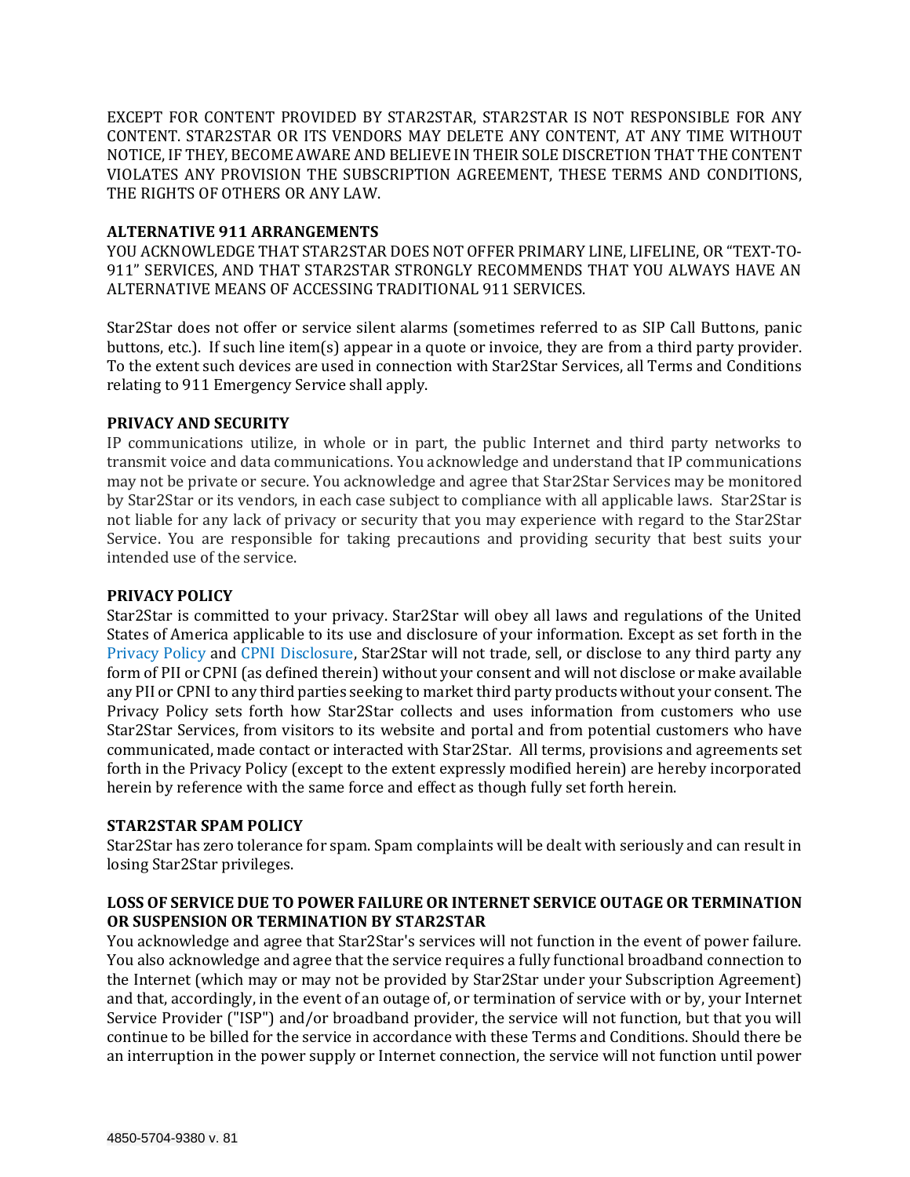EXCEPT FOR CONTENT PROVIDED BY STAR2STAR, STAR2STAR IS NOT RESPONSIBLE FOR ANY CONTENT. STAR2STAR OR ITS VENDORS MAY DELETE ANY CONTENT, AT ANY TIME WITHOUT NOTICE, IF THEY, BECOME AWARE AND BELIEVE IN THEIR SOLE DISCRETION THAT THE CONTENT VIOLATES ANY PROVISION THE SUBSCRIPTION AGREEMENT, THESE TERMS AND CONDITIONS, THE RIGHTS OF OTHERS OR ANY LAW.

**ALTERNATIVE 911 ARRANGEMENTS**

YOU ACKNOWLEDGE THAT STAR2STAR DOES NOT OFFER PRIMARY LINE, LIFELINE, OR "TEXT-TO-911" SERVICES, AND THAT STAR2STAR STRONGLY RECOMMENDS THAT YOU ALWAYS HAVE AN ALTERNATIVE MEANS OF ACCESSING TRADITIONAL 911 SERVICES.

Star2Star does not offer or service silent alarms (sometimes referred to as SIP Call Buttons, panic buttons, etc.). If such line item(s) appear in a quote or invoice, they are from a third party provider. To the extent such devices are used in connection with Star2Star Services, all Terms and Conditions relating to 911 Emergency Service shall apply.

**PRIVACY AND SECURITY**

IP communications utilize, in whole or in part, the public Internet and third party networks to transmit voice and data communications. You acknowledge and understand that IP communications may not be private or secure. You acknowledge and agree that Star2Star Services may be monitored by Star2Star or its vendors, in each case subject to compliance with all applicable laws. Star2Star is not liable for any lack of privacy or security that you may experience with regard to the Star2Star Service. You are responsible for taking precautions and providing security that best suits your intended use of the service.

**PRIVACY POLICY**

Star2Star is committed to your privacy. Star2Star will obey all laws and regulations of the United States of America applicable to its use and disclosure of your information. Except as set forth in the Privacy Policy and CPNI Disclosure, Star2Star will not trade, sell, or disclose to any third party any form of PII or CPNI (as defined therein) without your consent and will not disclose or make available any PII or CPNI to any third parties seeking to market third party products without your consent. The Privacy Policy sets forth how Star2Star collects and uses information from customers who use Star2Star Services, from visitors to its website and portal and from potential customers who have communicated, made contact or interacted with Star2Star. All terms, provisions and agreements set forth in the Privacy Policy (except to the extent expressly modified herein) are hereby incorporated herein by reference with the same force and effect as though fully set forth herein.

**STAR2STAR SPAM POLICY**

Star2Star has zero tolerance for spam. Spam complaints will be dealt with seriously and can result in losing Star2Star privileges.

**LOSS OF SERVICE DUE TO POWER FAILURE OR INTERNET SERVICE OUTAGE OR TERMINATION OR SUSPENSION OR TERMINATION BY STAR2STAR**

You acknowledge and agree that Star2Star's services will not function in the event of power failure. You also acknowledge and agree that the service requires a fully functional broadband connection to the Internet (which may or may not be provided by Star2Star under your Subscription Agreement) and that, accordingly, in the event of an outage of, or termination of service with or by, your Internet Service Provider ("ISP") and/or broadband provider, the service will not function, but that you will continue to be billed for the service in accordance with these Terms and Conditions. Should there be an interruption in the power supply or Internet connection, the service will not function until power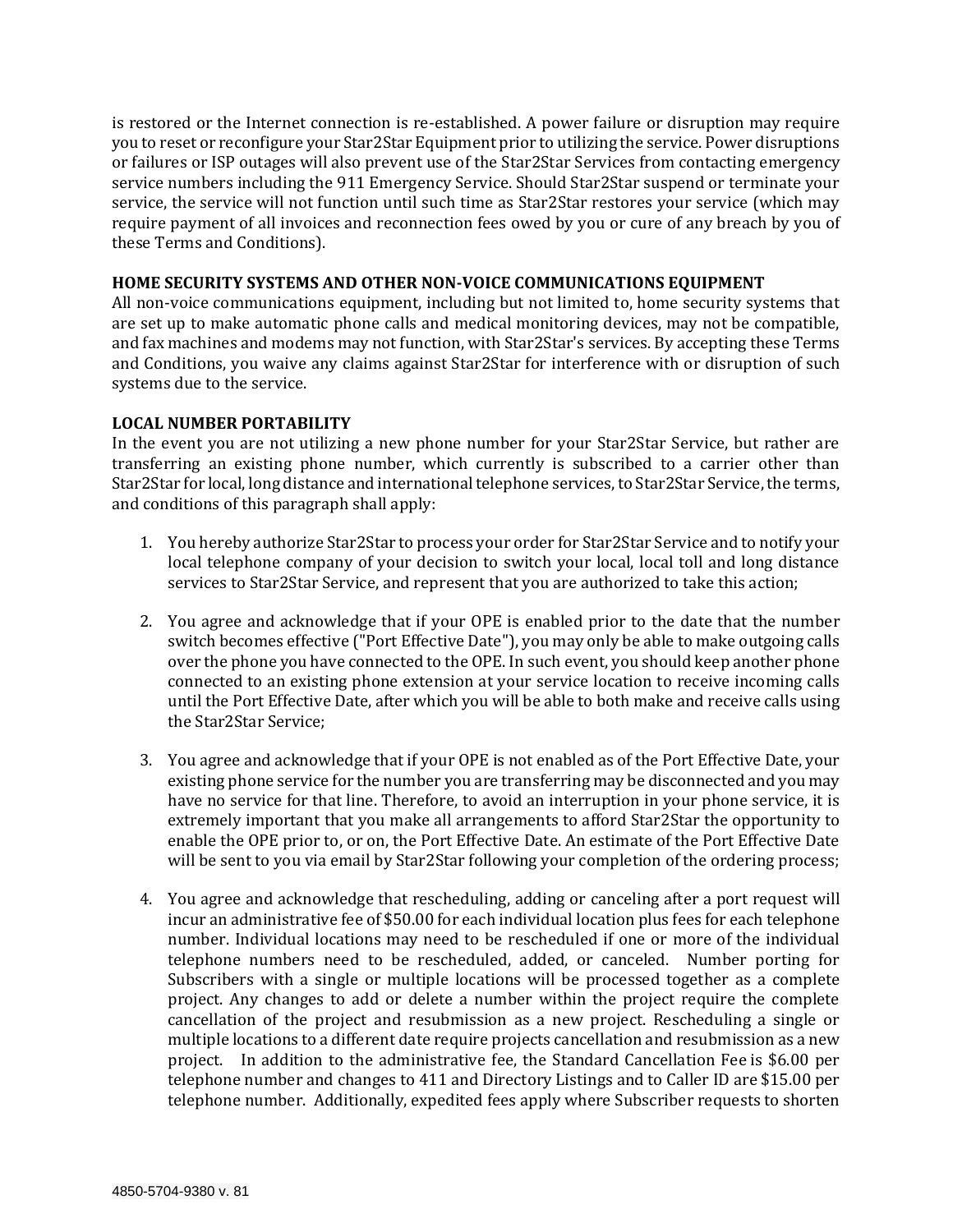is restored or the Internet connection is re-established. A power failure or disruption may require you to reset or reconfigure your Star2Star Equipment prior to utilizing the service. Power disruptions or failures or ISP outages will also prevent use of the Star2Star Services from contacting emergency service numbers including the 911 Emergency Service. Should Star2Star suspend or terminate your service, the service will not function until such time as Star2Star restores your service (which may require payment of all invoices and reconnection fees owed by you or cure of any breach by you of these Terms and Conditions).

**HOME SECURITY SYSTEMS AND OTHER NON-VOICE COMMUNICATIONS EQUIPMENT**
All non-voice communications equipment, including but not limited to, home security systems that are set up to make automatic phone calls and medical monitoring devices, may not be compatible, and fax machines and modems may not function, with Star2Star's services. By accepting these Terms and Conditions, you waive any claims against Star2Star for interference with or disruption of such systems due to the service.

**LOCAL NUMBER PORTABILITY**
In the event you are not utilizing a new phone number for your Star2Star Service, but rather are transferring an existing phone number, which currently is subscribed to a carrier other than Star2Star for local, long distance and international telephone services, to Star2Star Service, the terms, and conditions of this paragraph shall apply:

1. You hereby authorize Star2Star to process your order for Star2Star Service and to notify your local telephone company of your decision to switch your local, local toll and long distance services to Star2Star Service, and represent that you are authorized to take this action;

2. You agree and acknowledge that if your OPE is enabled prior to the date that the number switch becomes effective ("Port Effective Date"), you may only be able to make outgoing calls over the phone you have connected to the OPE. In such event, you should keep another phone connected to an existing phone extension at your service location to receive incoming calls until the Port Effective Date, after which you will be able to both make and receive calls using the Star2Star Service;

3. You agree and acknowledge that if your OPE is not enabled as of the Port Effective Date, your existing phone service for the number you are transferring may be disconnected and you may have no service for that line. Therefore, to avoid an interruption in your phone service, it is extremely important that you make all arrangements to afford Star2Star the opportunity to enable the OPE prior to, or on, the Port Effective Date. An estimate of the Port Effective Date will be sent to you via email by Star2Star following your completion of the ordering process;

4. You agree and acknowledge that rescheduling, adding or canceling after a port request will incur an administrative fee of $50.00 for each individual location plus fees for each telephone number. Individual locations may need to be rescheduled if one or more of the individual telephone numbers need to be rescheduled, added, or canceled. Number porting for Subscribers with a single or multiple locations will be processed together as a complete project. Any changes to add or delete a number within the project require the complete cancellation of the project and resubmission as a new project. Rescheduling a single or multiple locations to a different date require projects cancellation and resubmission as a new project. In addition to the administrative fee, the Standard Cancellation Fee is $6.00 per telephone number and changes to 411 and Directory Listings and to Caller ID are $15.00 per telephone number. Additionally, expedited fees apply where Subscriber requests to shorten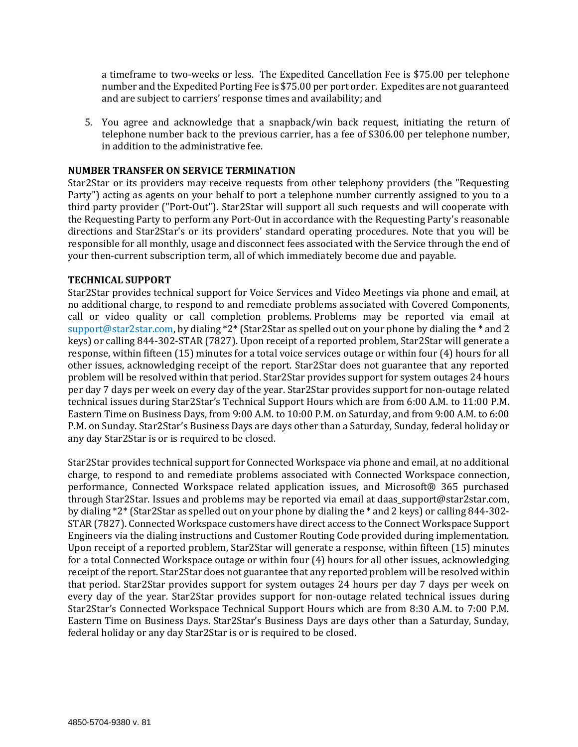a timeframe to two-weeks or less. The Expedited Cancellation Fee is $75.00 per telephone number and the Expedited Porting Fee is $75.00 per port order. Expedites are not guaranteed and are subject to carriers' response times and availability; and

5. You agree and acknowledge that a snapback/win back request, initiating the return of telephone number back to the previous carrier, has a fee of $306.00 per telephone number, in addition to the administrative fee.

**NUMBER TRANSFER ON SERVICE TERMINATION**

Star2Star or its providers may receive requests from other telephony providers (the "Requesting Party") acting as agents on your behalf to port a telephone number currently assigned to you to a third party provider ("Port-Out"). Star2Star will support all such requests and will cooperate with the Requesting Party to perform any Port-Out in accordance with the Requesting Party's reasonable directions and Star2Star's or its providers' standard operating procedures. Note that you will be responsible for all monthly, usage and disconnect fees associated with the Service through the end of your then-current subscription term, all of which immediately become due and payable.

**TECHNICAL SUPPORT**

Star2Star provides technical support for Voice Services and Video Meetings via phone and email, at no additional charge, to respond to and remediate problems associated with Covered Components, call or video quality or call completion problems. Problems may be reported via email at support@star2star.com, by dialing *2* (Star2Star as spelled out on your phone by dialing the * and 2 keys) or calling 844-302-STAR (7827). Upon receipt of a reported problem, Star2Star will generate a response, within fifteen (15) minutes for a total voice services outage or within four (4) hours for all other issues, acknowledging receipt of the report. Star2Star does not guarantee that any reported problem will be resolved within that period. Star2Star provides support for system outages 24 hours per day 7 days per week on every day of the year. Star2Star provides support for non-outage related technical issues during Star2Star's Technical Support Hours which are from 6:00 A.M. to 11:00 P.M. Eastern Time on Business Days, from 9:00 A.M. to 10:00 P.M. on Saturday, and from 9:00 A.M. to 6:00 P.M. on Sunday. Star2Star's Business Days are days other than a Saturday, Sunday, federal holiday or any day Star2Star is or is required to be closed.

Star2Star provides technical support for Connected Workspace via phone and email, at no additional charge, to respond to and remediate problems associated with Connected Workspace connection, performance, Connected Workspace related application issues, and Microsoft® 365 purchased through Star2Star. Issues and problems may be reported via email at daas_support@star2star.com, by dialing *2* (Star2Star as spelled out on your phone by dialing the * and 2 keys) or calling 844-302-STAR (7827). Connected Workspace customers have direct access to the Connect Workspace Support Engineers via the dialing instructions and Customer Routing Code provided during implementation. Upon receipt of a reported problem, Star2Star will generate a response, within fifteen (15) minutes for a total Connected Workspace outage or within four (4) hours for all other issues, acknowledging receipt of the report. Star2Star does not guarantee that any reported problem will be resolved within that period. Star2Star provides support for system outages 24 hours per day 7 days per week on every day of the year. Star2Star provides support for non-outage related technical issues during Star2Star's Connected Workspace Technical Support Hours which are from 8:30 A.M. to 7:00 P.M. Eastern Time on Business Days. Star2Star's Business Days are days other than a Saturday, Sunday, federal holiday or any day Star2Star is or is required to be closed.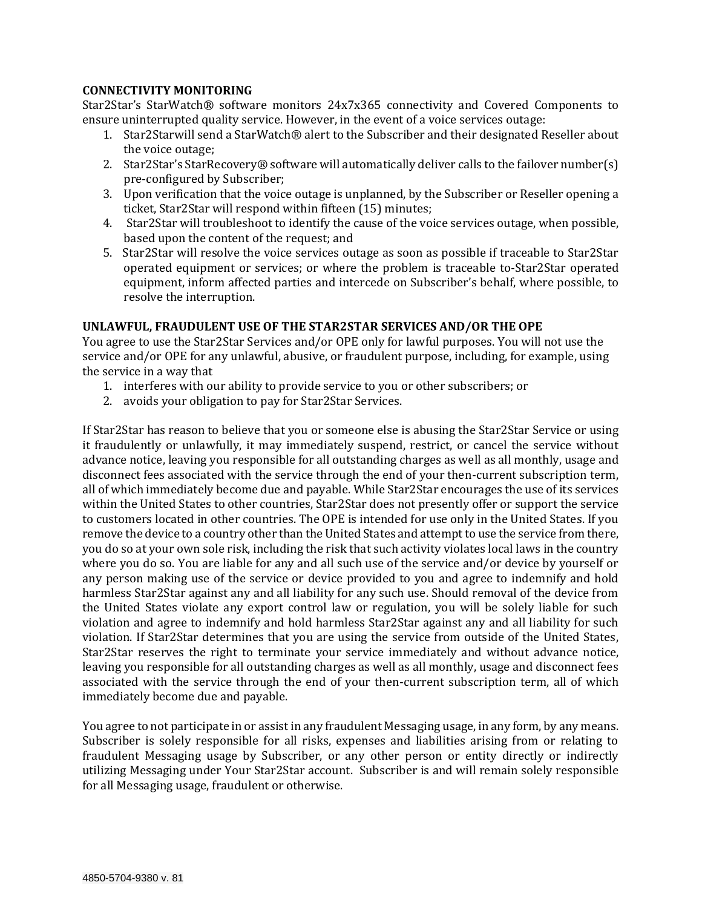**CONNECTIVITY MONITORING**

Star2Star's StarWatch® software monitors 24x7x365 connectivity and Covered Components to ensure uninterrupted quality service. However, in the event of a voice services outage:

1. Star2Starwill send a StarWatch® alert to the Subscriber and their designated Reseller about the voice outage;
2. Star2Star's StarRecovery® software will automatically deliver calls to the failover number(s) pre-configured by Subscriber;
3. Upon verification that the voice outage is unplanned, by the Subscriber or Reseller opening a ticket, Star2Star will respond within fifteen (15) minutes;
4. Star2Star will troubleshoot to identify the cause of the voice services outage, when possible, based upon the content of the request; and
5. Star2Star will resolve the voice services outage as soon as possible if traceable to Star2Star operated equipment or services; or where the problem is traceable to-Star2Star operated equipment, inform affected parties and intercede on Subscriber's behalf, where possible, to resolve the interruption.

**UNLAWFUL, FRAUDULENT USE OF THE STAR2STAR SERVICES AND/OR THE OPE**

You agree to use the Star2Star Services and/or OPE only for lawful purposes. You will not use the service and/or OPE for any unlawful, abusive, or fraudulent purpose, including, for example, using the service in a way that

1. interferes with our ability to provide service to you or other subscribers; or
2. avoids your obligation to pay for Star2Star Services.

If Star2Star has reason to believe that you or someone else is abusing the Star2Star Service or using it fraudulently or unlawfully, it may immediately suspend, restrict, or cancel the service without advance notice, leaving you responsible for all outstanding charges as well as all monthly, usage and disconnect fees associated with the service through the end of your then-current subscription term, all of which immediately become due and payable. While Star2Star encourages the use of its services within the United States to other countries, Star2Star does not presently offer or support the service to customers located in other countries. The OPE is intended for use only in the United States. If you remove the device to a country other than the United States and attempt to use the service from there, you do so at your own sole risk, including the risk that such activity violates local laws in the country where you do so. You are liable for any and all such use of the service and/or device by yourself or any person making use of the service or device provided to you and agree to indemnify and hold harmless Star2Star against any and all liability for any such use. Should removal of the device from the United States violate any export control law or regulation, you will be solely liable for such violation and agree to indemnify and hold harmless Star2Star against any and all liability for such violation. If Star2Star determines that you are using the service from outside of the United States, Star2Star reserves the right to terminate your service immediately and without advance notice, leaving you responsible for all outstanding charges as well as all monthly, usage and disconnect fees associated with the service through the end of your then-current subscription term, all of which immediately become due and payable.

You agree to not participate in or assist in any fraudulent Messaging usage, in any form, by any means. Subscriber is solely responsible for all risks, expenses and liabilities arising from or relating to fraudulent Messaging usage by Subscriber, or any other person or entity directly or indirectly utilizing Messaging under Your Star2Star account. Subscriber is and will remain solely responsible for all Messaging usage, fraudulent or otherwise.

4850-5704-9380 v. 81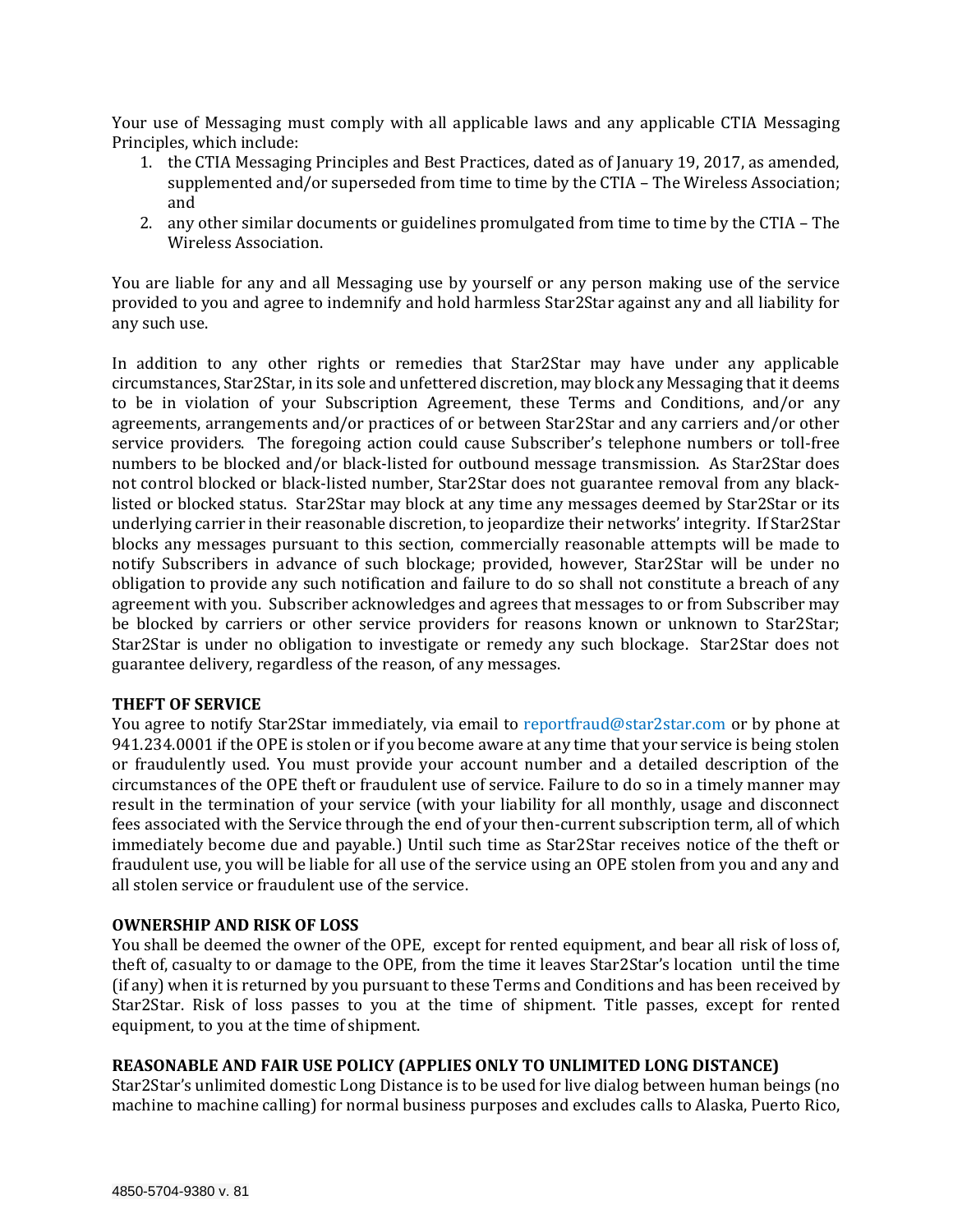Your use of Messaging must comply with all applicable laws and any applicable CTIA Messaging Principles, which include:

1. the CTIA Messaging Principles and Best Practices, dated as of January 19, 2017, as amended, supplemented and/or superseded from time to time by the CTIA – The Wireless Association; and
2. any other similar documents or guidelines promulgated from time to time by the CTIA – The Wireless Association.

You are liable for any and all Messaging use by yourself or any person making use of the service provided to you and agree to indemnify and hold harmless Star2Star against any and all liability for any such use.

In addition to any other rights or remedies that Star2Star may have under any applicable circumstances, Star2Star, in its sole and unfettered discretion, may block any Messaging that it deems to be in violation of your Subscription Agreement, these Terms and Conditions, and/or any agreements, arrangements and/or practices of or between Star2Star and any carriers and/or other service providers. The foregoing action could cause Subscriber's telephone numbers or toll-free numbers to be blocked and/or black-listed for outbound message transmission. As Star2Star does not control blocked or black-listed number, Star2Star does not guarantee removal from any black-listed or blocked status. Star2Star may block at any time any messages deemed by Star2Star or its underlying carrier in their reasonable discretion, to jeopardize their networks' integrity. If Star2Star blocks any messages pursuant to this section, commercially reasonable attempts will be made to notify Subscribers in advance of such blockage; provided, however, Star2Star will be under no obligation to provide any such notification and failure to do so shall not constitute a breach of any agreement with you. Subscriber acknowledges and agrees that messages to or from Subscriber may be blocked by carriers or other service providers for reasons known or unknown to Star2Star; Star2Star is under no obligation to investigate or remedy any such blockage. Star2Star does not guarantee delivery, regardless of the reason, of any messages.

**THEFT OF SERVICE**

You agree to notify Star2Star immediately, via email to reportfraud@star2star.com or by phone at 941.234.0001 if the OPE is stolen or if you become aware at any time that your service is being stolen or fraudulently used. You must provide your account number and a detailed description of the circumstances of the OPE theft or fraudulent use of service. Failure to do so in a timely manner may result in the termination of your service (with your liability for all monthly, usage and disconnect fees associated with the Service through the end of your then-current subscription term, all of which immediately become due and payable.) Until such time as Star2Star receives notice of the theft or fraudulent use, you will be liable for all use of the service using an OPE stolen from you and any and all stolen service or fraudulent use of the service.

**OWNERSHIP AND RISK OF LOSS**

You shall be deemed the owner of the OPE, except for rented equipment, and bear all risk of loss of, theft of, casualty to or damage to the OPE, from the time it leaves Star2Star's location until the time (if any) when it is returned by you pursuant to these Terms and Conditions and has been received by Star2Star. Risk of loss passes to you at the time of shipment. Title passes, except for rented equipment, to you at the time of shipment.

**REASONABLE AND FAIR USE POLICY (APPLIES ONLY TO UNLIMITED LONG DISTANCE)**

Star2Star's unlimited domestic Long Distance is to be used for live dialog between human beings (no machine to machine calling) for normal business purposes and excludes calls to Alaska, Puerto Rico,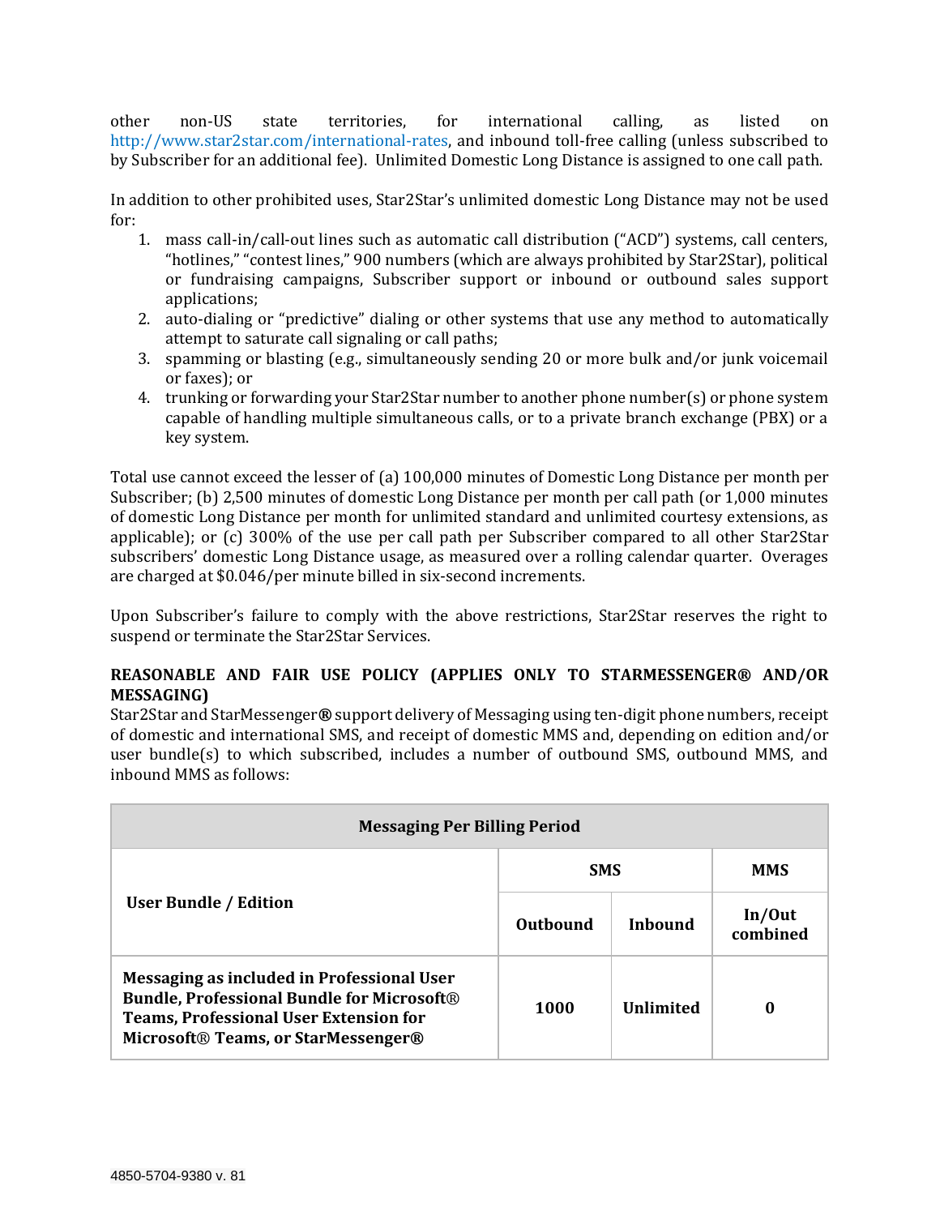other non-US state territories, for international calling, as listed on http://www.star2star.com/international-rates, and inbound toll-free calling (unless subscribed to by Subscriber for an additional fee). Unlimited Domestic Long Distance is assigned to one call path.

In addition to other prohibited uses, Star2Star's unlimited domestic Long Distance may not be used for:

1. mass call-in/call-out lines such as automatic call distribution ("ACD") systems, call centers, "hotlines," "contest lines," 900 numbers (which are always prohibited by Star2Star), political or fundraising campaigns, Subscriber support or inbound or outbound sales support applications;
2. auto-dialing or "predictive" dialing or other systems that use any method to automatically attempt to saturate call signaling or call paths;
3. spamming or blasting (e.g., simultaneously sending 20 or more bulk and/or junk voicemail or faxes); or
4. trunking or forwarding your Star2Star number to another phone number(s) or phone system capable of handling multiple simultaneous calls, or to a private branch exchange (PBX) or a key system.

Total use cannot exceed the lesser of (a) 100,000 minutes of Domestic Long Distance per month per Subscriber; (b) 2,500 minutes of domestic Long Distance per month per call path (or 1,000 minutes of domestic Long Distance per month for unlimited standard and unlimited courtesy extensions, as applicable); or (c) 300% of the use per call path per Subscriber compared to all other Star2Star subscribers' domestic Long Distance usage, as measured over a rolling calendar quarter. Overages are charged at $0.046/per minute billed in six-second increments.

Upon Subscriber's failure to comply with the above restrictions, Star2Star reserves the right to suspend or terminate the Star2Star Services.

**REASONABLE AND FAIR USE POLICY (APPLIES ONLY TO STARMESSENGER® AND/OR MESSAGING)**

Star2Star and StarMessenger® support delivery of Messaging using ten-digit phone numbers, receipt of domestic and international SMS, and receipt of domestic MMS and, depending on edition and/or user bundle(s) to which subscribed, includes a number of outbound SMS, outbound MMS, and inbound MMS as follows:

| Messaging Per Billing Period | | | |
|---|---|---|---|
| **User Bundle / Edition** | **SMS** | | **MMS** |
| | **Outbound** | **Inbound** | **In/Out combined** |
| **Messaging as included in Professional User Bundle, Professional Bundle for Microsoft® Teams, Professional User Extension for Microsoft® Teams, or StarMessenger®** | **1000** | **Unlimited** | **0** |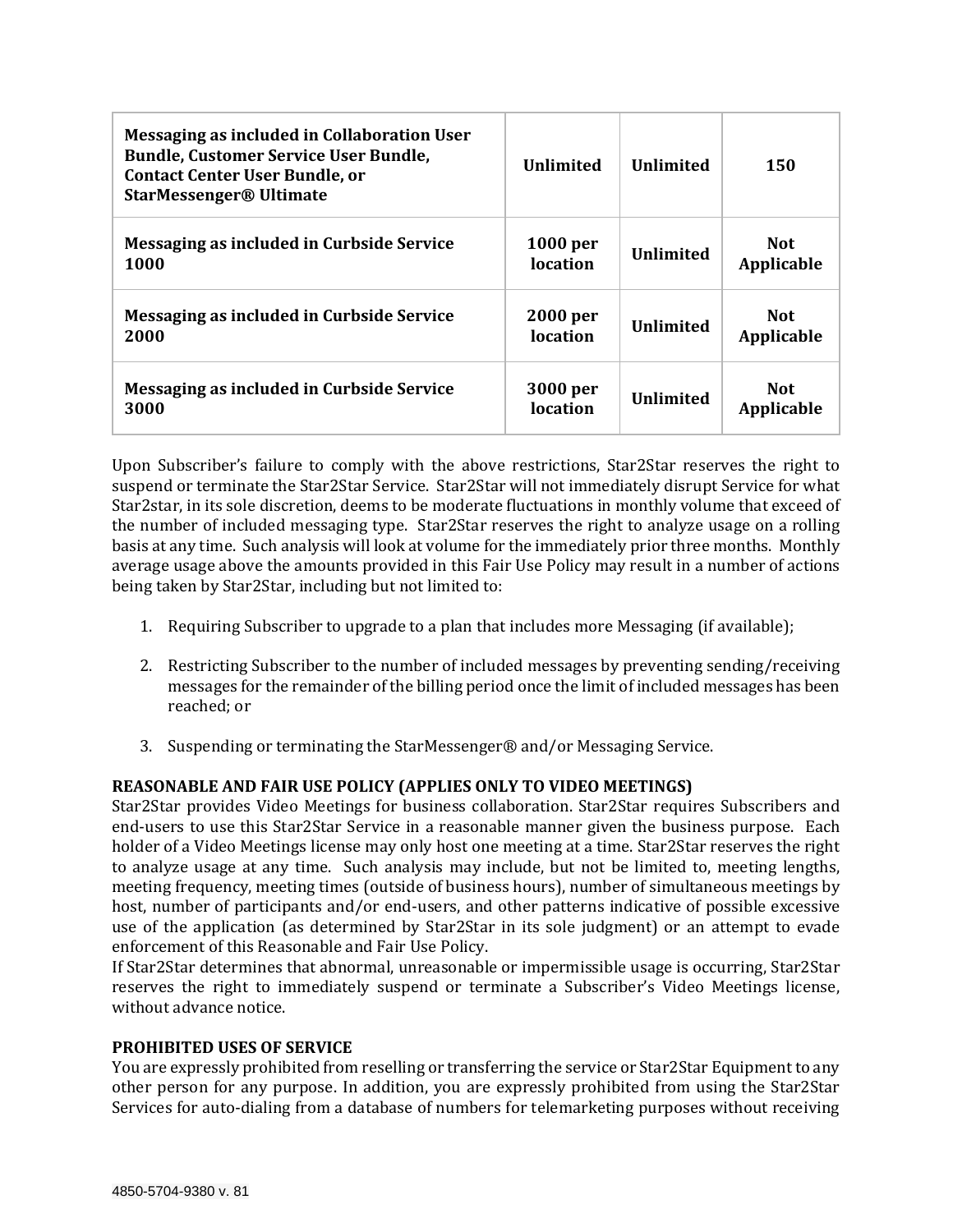| | | | |
|---|---|---|---|
| **Messaging as included in Collaboration User Bundle, Customer Service User Bundle, Contact Center User Bundle, or StarMessenger® Ultimate** | **Unlimited** | **Unlimited** | **150** |
| **Messaging as included in Curbside Service 1000** | **1000 per location** | **Unlimited** | **Not Applicable** |
| **Messaging as included in Curbside Service 2000** | **2000 per location** | **Unlimited** | **Not Applicable** |
| **Messaging as included in Curbside Service 3000** | **3000 per location** | **Unlimited** | **Not Applicable** |

Upon Subscriber's failure to comply with the above restrictions, Star2Star reserves the right to suspend or terminate the Star2Star Service. Star2Star will not immediately disrupt Service for what Star2star, in its sole discretion, deems to be moderate fluctuations in monthly volume that exceed of the number of included messaging type. Star2Star reserves the right to analyze usage on a rolling basis at any time. Such analysis will look at volume for the immediately prior three months. Monthly average usage above the amounts provided in this Fair Use Policy may result in a number of actions being taken by Star2Star, including but not limited to:

1. Requiring Subscriber to upgrade to a plan that includes more Messaging (if available);

2. Restricting Subscriber to the number of included messages by preventing sending/receiving messages for the remainder of the billing period once the limit of included messages has been reached; or

3. Suspending or terminating the StarMessenger® and/or Messaging Service.

**REASONABLE AND FAIR USE POLICY (APPLIES ONLY TO VIDEO MEETINGS)**

Star2Star provides Video Meetings for business collaboration. Star2Star requires Subscribers and end-users to use this Star2Star Service in a reasonable manner given the business purpose. Each holder of a Video Meetings license may only host one meeting at a time. Star2Star reserves the right to analyze usage at any time. Such analysis may include, but not be limited to, meeting lengths, meeting frequency, meeting times (outside of business hours), number of simultaneous meetings by host, number of participants and/or end-users, and other patterns indicative of possible excessive use of the application (as determined by Star2Star in its sole judgment) or an attempt to evade enforcement of this Reasonable and Fair Use Policy.

If Star2Star determines that abnormal, unreasonable or impermissible usage is occurring, Star2Star reserves the right to immediately suspend or terminate a Subscriber's Video Meetings license, without advance notice.

**PROHIBITED USES OF SERVICE**

You are expressly prohibited from reselling or transferring the service or Star2Star Equipment to any other person for any purpose. In addition, you are expressly prohibited from using the Star2Star Services for auto-dialing from a database of numbers for telemarketing purposes without receiving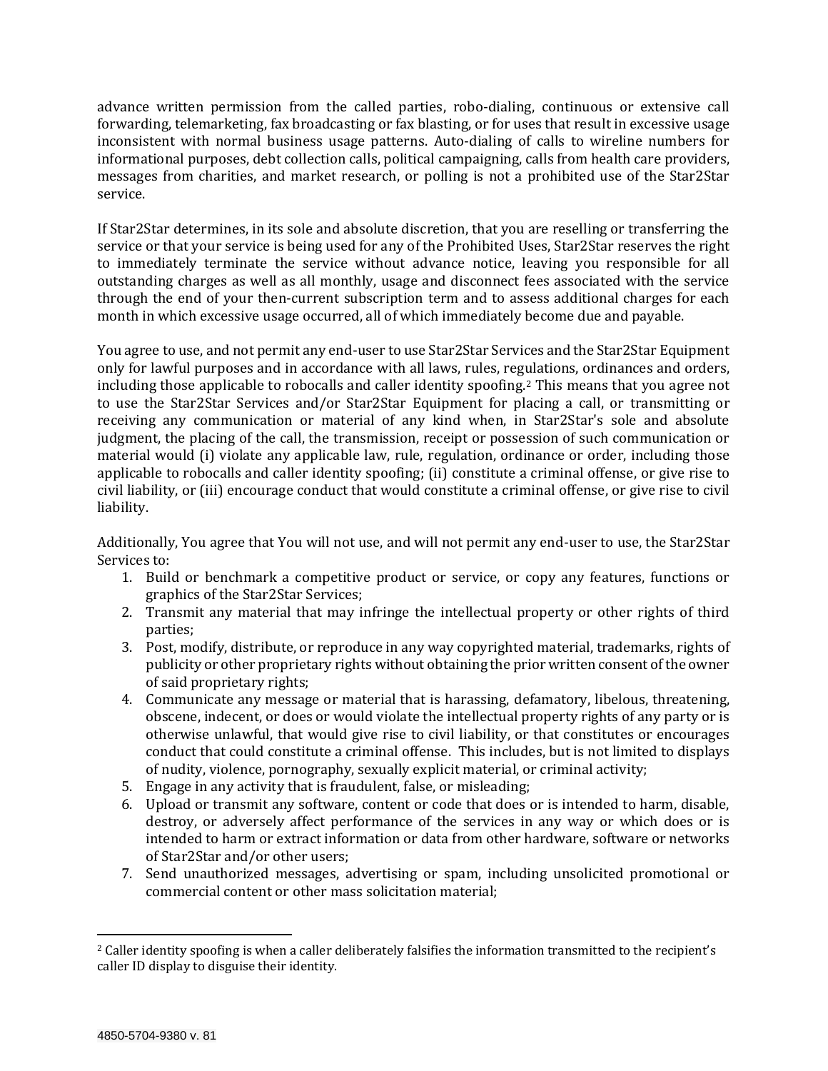advance written permission from the called parties, robo-dialing, continuous or extensive call forwarding, telemarketing, fax broadcasting or fax blasting, or for uses that result in excessive usage inconsistent with normal business usage patterns. Auto-dialing of calls to wireline numbers for informational purposes, debt collection calls, political campaigning, calls from health care providers, messages from charities, and market research, or polling is not a prohibited use of the Star2Star service.

If Star2Star determines, in its sole and absolute discretion, that you are reselling or transferring the service or that your service is being used for any of the Prohibited Uses, Star2Star reserves the right to immediately terminate the service without advance notice, leaving you responsible for all outstanding charges as well as all monthly, usage and disconnect fees associated with the service through the end of your then-current subscription term and to assess additional charges for each month in which excessive usage occurred, all of which immediately become due and payable.

You agree to use, and not permit any end-user to use Star2Star Services and the Star2Star Equipment only for lawful purposes and in accordance with all laws, rules, regulations, ordinances and orders, including those applicable to robocalls and caller identity spoofing.[2] This means that you agree not to use the Star2Star Services and/or Star2Star Equipment for placing a call, or transmitting or receiving any communication or material of any kind when, in Star2Star's sole and absolute judgment, the placing of the call, the transmission, receipt or possession of such communication or material would (i) violate any applicable law, rule, regulation, ordinance or order, including those applicable to robocalls and caller identity spoofing; (ii) constitute a criminal offense, or give rise to civil liability, or (iii) encourage conduct that would constitute a criminal offense, or give rise to civil liability.

Additionally, You agree that You will not use, and will not permit any end-user to use, the Star2Star Services to:

1. Build or benchmark a competitive product or service, or copy any features, functions or graphics of the Star2Star Services;
2. Transmit any material that may infringe the intellectual property or other rights of third parties;
3. Post, modify, distribute, or reproduce in any way copyrighted material, trademarks, rights of publicity or other proprietary rights without obtaining the prior written consent of the owner of said proprietary rights;
4. Communicate any message or material that is harassing, defamatory, libelous, threatening, obscene, indecent, or does or would violate the intellectual property rights of any party or is otherwise unlawful, that would give rise to civil liability, or that constitutes or encourages conduct that could constitute a criminal offense. This includes, but is not limited to displays of nudity, violence, pornography, sexually explicit material, or criminal activity;
5. Engage in any activity that is fraudulent, false, or misleading;
6. Upload or transmit any software, content or code that does or is intended to harm, disable, destroy, or adversely affect performance of the services in any way or which does or is intended to harm or extract information or data from other hardware, software or networks of Star2Star and/or other users;
7. Send unauthorized messages, advertising or spam, including unsolicited promotional or commercial content or other mass solicitation material;

[2] Caller identity spoofing is when a caller deliberately falsifies the information transmitted to the recipient's caller ID display to disguise their identity.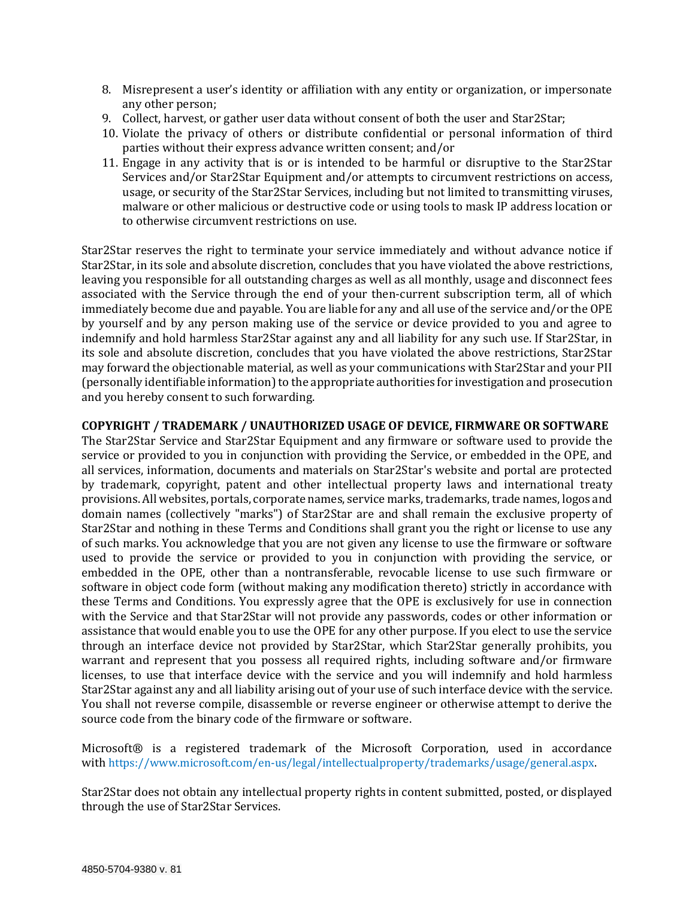8. Misrepresent a user's identity or affiliation with any entity or organization, or impersonate any other person;
9. Collect, harvest, or gather user data without consent of both the user and Star2Star;
10. Violate the privacy of others or distribute confidential or personal information of third parties without their express advance written consent; and/or
11. Engage in any activity that is or is intended to be harmful or disruptive to the Star2Star Services and/or Star2Star Equipment and/or attempts to circumvent restrictions on access, usage, or security of the Star2Star Services, including but not limited to transmitting viruses, malware or other malicious or destructive code or using tools to mask IP address location or to otherwise circumvent restrictions on use.

Star2Star reserves the right to terminate your service immediately and without advance notice if Star2Star, in its sole and absolute discretion, concludes that you have violated the above restrictions, leaving you responsible for all outstanding charges as well as all monthly, usage and disconnect fees associated with the Service through the end of your then-current subscription term, all of which immediately become due and payable. You are liable for any and all use of the service and/or the OPE by yourself and by any person making use of the service or device provided to you and agree to indemnify and hold harmless Star2Star against any and all liability for any such use. If Star2Star, in its sole and absolute discretion, concludes that you have violated the above restrictions, Star2Star may forward the objectionable material, as well as your communications with Star2Star and your PII (personally identifiable information) to the appropriate authorities for investigation and prosecution and you hereby consent to such forwarding.

**COPYRIGHT / TRADEMARK / UNAUTHORIZED USAGE OF DEVICE, FIRMWARE OR SOFTWARE**

The Star2Star Service and Star2Star Equipment and any firmware or software used to provide the service or provided to you in conjunction with providing the Service, or embedded in the OPE, and all services, information, documents and materials on Star2Star's website and portal are protected by trademark, copyright, patent and other intellectual property laws and international treaty provisions. All websites, portals, corporate names, service marks, trademarks, trade names, logos and domain names (collectively "marks") of Star2Star are and shall remain the exclusive property of Star2Star and nothing in these Terms and Conditions shall grant you the right or license to use any of such marks. You acknowledge that you are not given any license to use the firmware or software used to provide the service or provided to you in conjunction with providing the service, or embedded in the OPE, other than a nontransferable, revocable license to use such firmware or software in object code form (without making any modification thereto) strictly in accordance with these Terms and Conditions. You expressly agree that the OPE is exclusively for use in connection with the Service and that Star2Star will not provide any passwords, codes or other information or assistance that would enable you to use the OPE for any other purpose. If you elect to use the service through an interface device not provided by Star2Star, which Star2Star generally prohibits, you warrant and represent that you possess all required rights, including software and/or firmware licenses, to use that interface device with the service and you will indemnify and hold harmless Star2Star against any and all liability arising out of your use of such interface device with the service. You shall not reverse compile, disassemble or reverse engineer or otherwise attempt to derive the source code from the binary code of the firmware or software.

Microsoft® is a registered trademark of the Microsoft Corporation, used in accordance with https://www.microsoft.com/en-us/legal/intellectualproperty/trademarks/usage/general.aspx.

Star2Star does not obtain any intellectual property rights in content submitted, posted, or displayed through the use of Star2Star Services.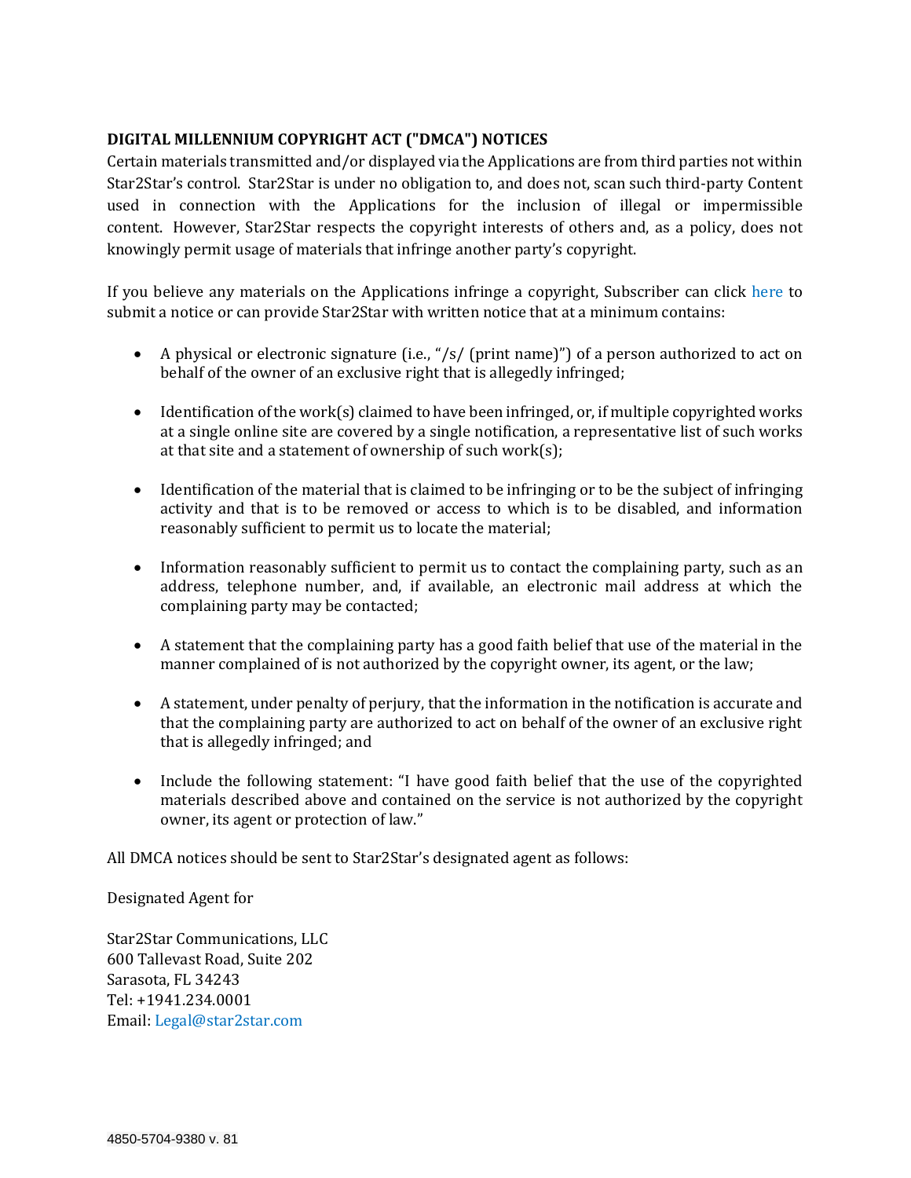**DIGITAL MILLENNIUM COPYRIGHT ACT ("DMCA") NOTICES**

Certain materials transmitted and/or displayed via the Applications are from third parties not within Star2Star's control. Star2Star is under no obligation to, and does not, scan such third-party Content used in connection with the Applications for the inclusion of illegal or impermissible content. However, Star2Star respects the copyright interests of others and, as a policy, does not knowingly permit usage of materials that infringe another party's copyright.

If you believe any materials on the Applications infringe a copyright, Subscriber can click here to submit a notice or can provide Star2Star with written notice that at a minimum contains:

- A physical or electronic signature (i.e., "/s/ (print name)") of a person authorized to act on behalf of the owner of an exclusive right that is allegedly infringed;
- Identification of the work(s) claimed to have been infringed, or, if multiple copyrighted works at a single online site are covered by a single notification, a representative list of such works at that site and a statement of ownership of such work(s);
- Identification of the material that is claimed to be infringing or to be the subject of infringing activity and that is to be removed or access to which is to be disabled, and information reasonably sufficient to permit us to locate the material;
- Information reasonably sufficient to permit us to contact the complaining party, such as an address, telephone number, and, if available, an electronic mail address at which the complaining party may be contacted;
- A statement that the complaining party has a good faith belief that use of the material in the manner complained of is not authorized by the copyright owner, its agent, or the law;
- A statement, under penalty of perjury, that the information in the notification is accurate and that the complaining party are authorized to act on behalf of the owner of an exclusive right that is allegedly infringed; and
- Include the following statement: "I have good faith belief that the use of the copyrighted materials described above and contained on the service is not authorized by the copyright owner, its agent or protection of law."

All DMCA notices should be sent to Star2Star's designated agent as follows:

Designated Agent for

Star2Star Communications, LLC
600 Tallevast Road, Suite 202
Sarasota, FL 34243
Tel: +1941.234.0001
Email: Legal@star2star.com

4850-5704-9380 v. 81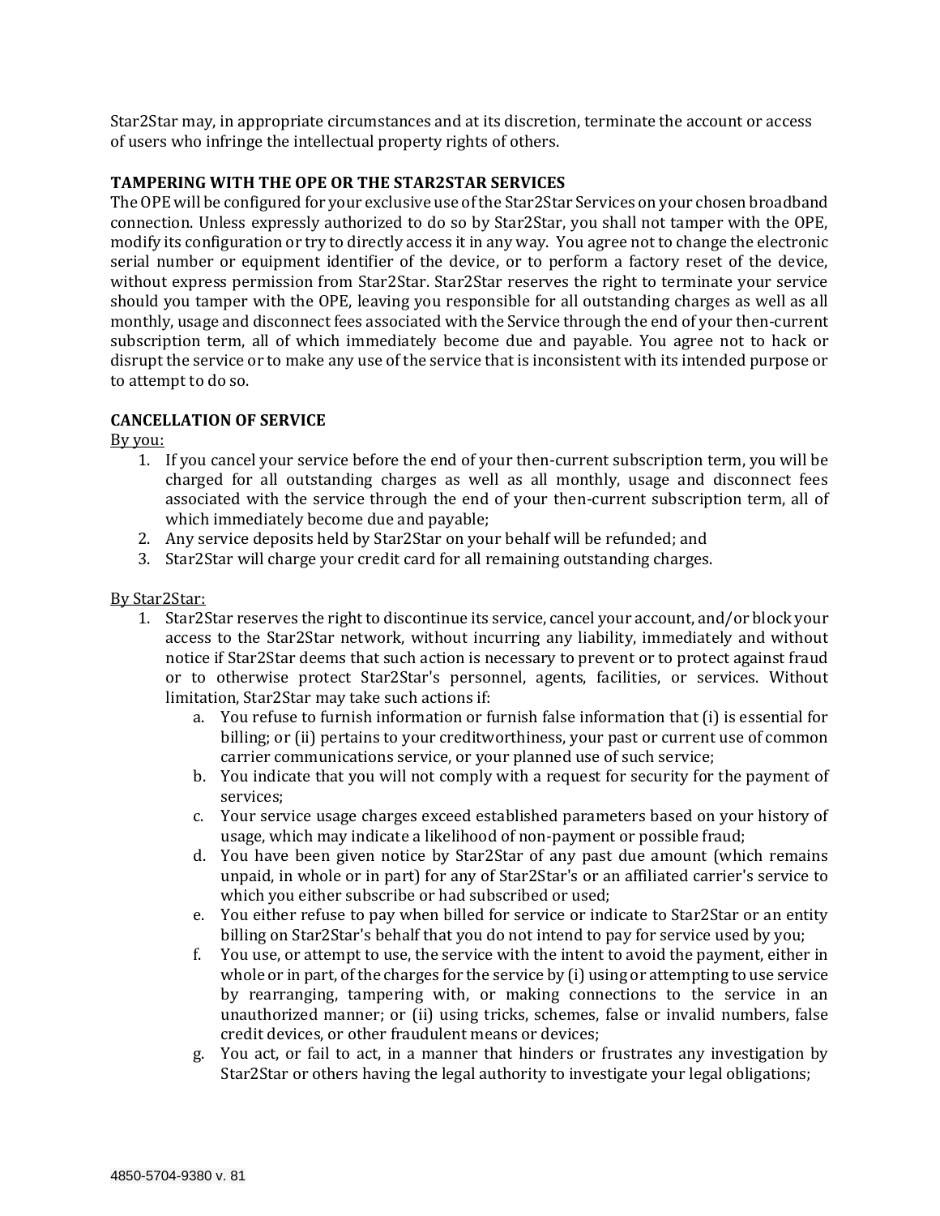Star2Star may, in appropriate circumstances and at its discretion, terminate the account or access of users who infringe the intellectual property rights of others.

**TAMPERING WITH THE OPE OR THE STAR2STAR SERVICES**

The OPE will be configured for your exclusive use of the Star2Star Services on your chosen broadband connection. Unless expressly authorized to do so by Star2Star, you shall not tamper with the OPE, modify its configuration or try to directly access it in any way. You agree not to change the electronic serial number or equipment identifier of the device, or to perform a factory reset of the device, without express permission from Star2Star. Star2Star reserves the right to terminate your service should you tamper with the OPE, leaving you responsible for all outstanding charges as well as all monthly, usage and disconnect fees associated with the Service through the end of your then-current subscription term, all of which immediately become due and payable. You agree not to hack or disrupt the service or to make any use of the service that is inconsistent with its intended purpose or to attempt to do so.

**CANCELLATION OF SERVICE**

By you:

1. If you cancel your service before the end of your then-current subscription term, you will be charged for all outstanding charges as well as all monthly, usage and disconnect fees associated with the service through the end of your then-current subscription term, all of which immediately become due and payable;
2. Any service deposits held by Star2Star on your behalf will be refunded; and
3. Star2Star will charge your credit card for all remaining outstanding charges.

By Star2Star:

1. Star2Star reserves the right to discontinue its service, cancel your account, and/or block your access to the Star2Star network, without incurring any liability, immediately and without notice if Star2Star deems that such action is necessary to prevent or to protect against fraud or to otherwise protect Star2Star's personnel, agents, facilities, or services. Without limitation, Star2Star may take such actions if:
    a. You refuse to furnish information or furnish false information that (i) is essential for billing; or (ii) pertains to your creditworthiness, your past or current use of common carrier communications service, or your planned use of such service;
    b. You indicate that you will not comply with a request for security for the payment of services;
    c. Your service usage charges exceed established parameters based on your history of usage, which may indicate a likelihood of non-payment or possible fraud;
    d. You have been given notice by Star2Star of any past due amount (which remains unpaid, in whole or in part) for any of Star2Star's or an affiliated carrier's service to which you either subscribe or had subscribed or used;
    e. You either refuse to pay when billed for service or indicate to Star2Star or an entity billing on Star2Star's behalf that you do not intend to pay for service used by you;
    f. You use, or attempt to use, the service with the intent to avoid the payment, either in whole or in part, of the charges for the service by (i) using or attempting to use service by rearranging, tampering with, or making connections to the service in an unauthorized manner; or (ii) using tricks, schemes, false or invalid numbers, false credit devices, or other fraudulent means or devices;
    g. You act, or fail to act, in a manner that hinders or frustrates any investigation by Star2Star or others having the legal authority to investigate your legal obligations;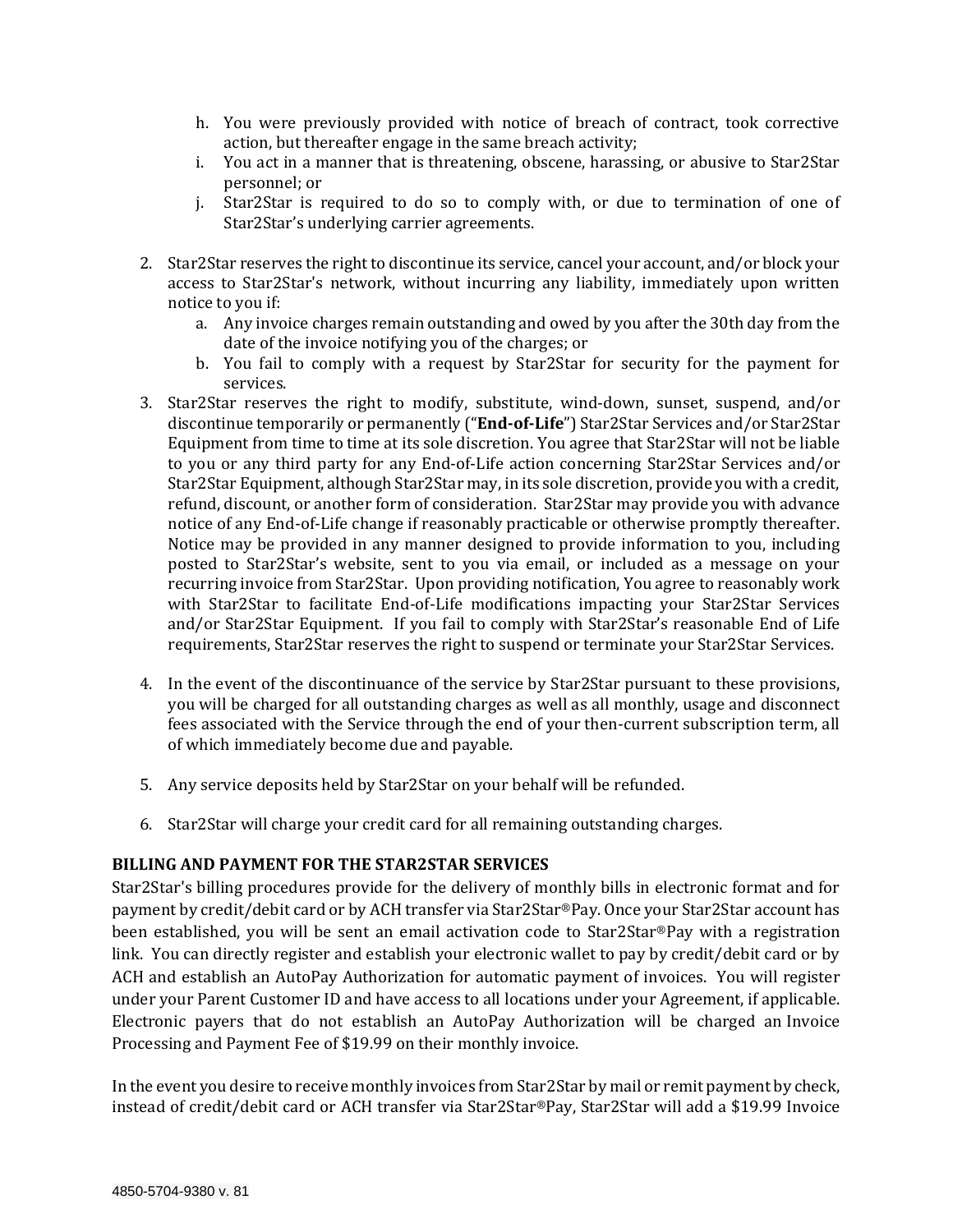h. You were previously provided with notice of breach of contract, took corrective action, but thereafter engage in the same breach activity;
i. You act in a manner that is threatening, obscene, harassing, or abusive to Star2Star personnel; or
j. Star2Star is required to do so to comply with, or due to termination of one of Star2Star's underlying carrier agreements.

2. Star2Star reserves the right to discontinue its service, cancel your account, and/or block your access to Star2Star's network, without incurring any liability, immediately upon written notice to you if:
   a. Any invoice charges remain outstanding and owed by you after the 30th day from the date of the invoice notifying you of the charges; or
   b. You fail to comply with a request by Star2Star for security for the payment for services.
3. Star2Star reserves the right to modify, substitute, wind-down, sunset, suspend, and/or discontinue temporarily or permanently ("**End-of-Life**") Star2Star Services and/or Star2Star Equipment from time to time at its sole discretion. You agree that Star2Star will not be liable to you or any third party for any End-of-Life action concerning Star2Star Services and/or Star2Star Equipment, although Star2Star may, in its sole discretion, provide you with a credit, refund, discount, or another form of consideration. Star2Star may provide you with advance notice of any End-of-Life change if reasonably practicable or otherwise promptly thereafter. Notice may be provided in any manner designed to provide information to you, including posted to Star2Star's website, sent to you via email, or included as a message on your recurring invoice from Star2Star. Upon providing notification, You agree to reasonably work with Star2Star to facilitate End-of-Life modifications impacting your Star2Star Services and/or Star2Star Equipment. If you fail to comply with Star2Star's reasonable End of Life requirements, Star2Star reserves the right to suspend or terminate your Star2Star Services.

4. In the event of the discontinuance of the service by Star2Star pursuant to these provisions, you will be charged for all outstanding charges as well as all monthly, usage and disconnect fees associated with the Service through the end of your then-current subscription term, all of which immediately become due and payable.

5. Any service deposits held by Star2Star on your behalf will be refunded.

6. Star2Star will charge your credit card for all remaining outstanding charges.

**BILLING AND PAYMENT FOR THE STAR2STAR SERVICES**

Star2Star's billing procedures provide for the delivery of monthly bills in electronic format and for payment by credit/debit card or by ACH transfer via Star2Star®Pay. Once your Star2Star account has been established, you will be sent an email activation code to Star2Star®Pay with a registration link. You can directly register and establish your electronic wallet to pay by credit/debit card or by ACH and establish an AutoPay Authorization for automatic payment of invoices. You will register under your Parent Customer ID and have access to all locations under your Agreement, if applicable. Electronic payers that do not establish an AutoPay Authorization will be charged an Invoice Processing and Payment Fee of $19.99 on their monthly invoice.

In the event you desire to receive monthly invoices from Star2Star by mail or remit payment by check, instead of credit/debit card or ACH transfer via Star2Star®Pay, Star2Star will add a $19.99 Invoice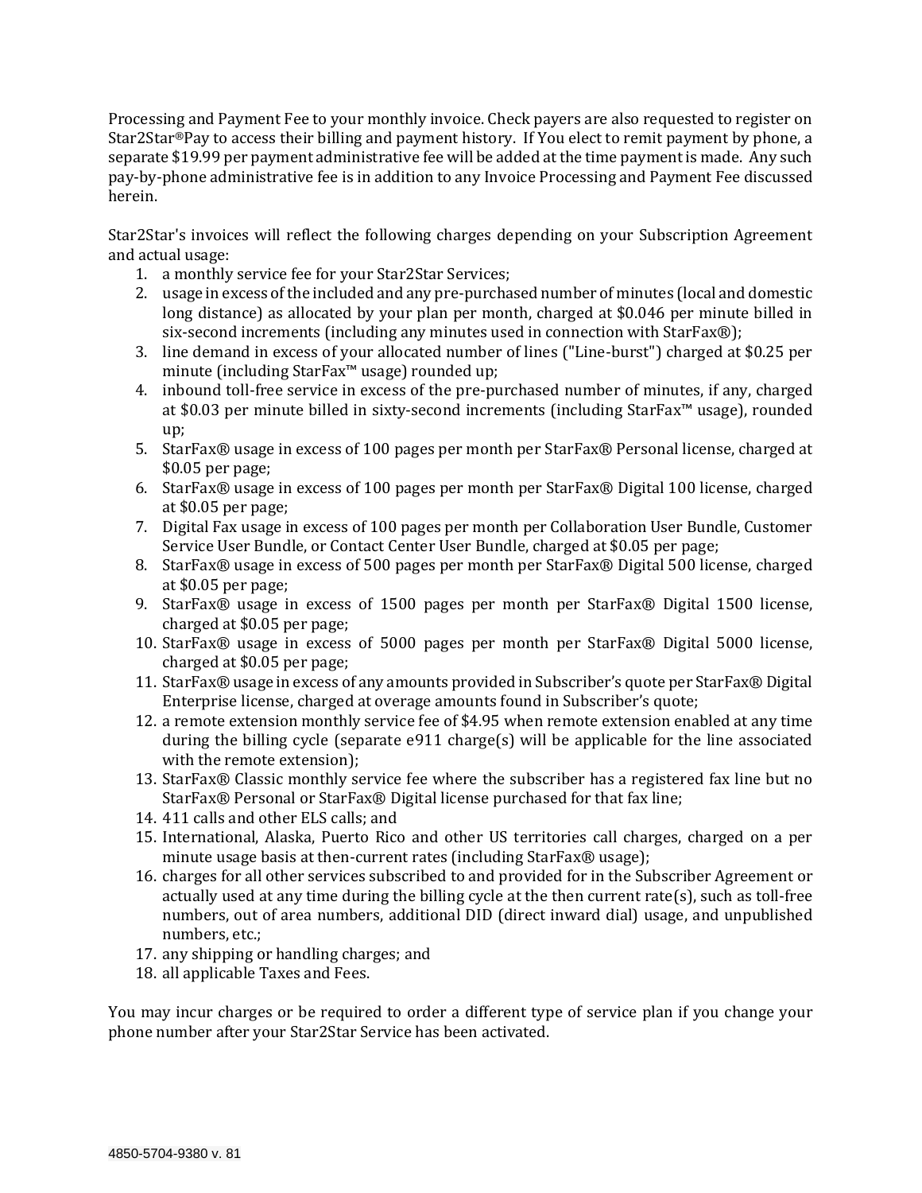Processing and Payment Fee to your monthly invoice. Check payers are also requested to register on Star2Star®Pay to access their billing and payment history. If You elect to remit payment by phone, a separate $19.99 per payment administrative fee will be added at the time payment is made. Any such pay-by-phone administrative fee is in addition to any Invoice Processing and Payment Fee discussed herein.

Star2Star's invoices will reflect the following charges depending on your Subscription Agreement and actual usage:

1. a monthly service fee for your Star2Star Services;
2. usage in excess of the included and any pre-purchased number of minutes (local and domestic long distance) as allocated by your plan per month, charged at $0.046 per minute billed in six-second increments (including any minutes used in connection with StarFax®);
3. line demand in excess of your allocated number of lines ("Line-burst") charged at $0.25 per minute (including StarFax™ usage) rounded up;
4. inbound toll-free service in excess of the pre-purchased number of minutes, if any, charged at $0.03 per minute billed in sixty-second increments (including StarFax™ usage), rounded up;
5. StarFax® usage in excess of 100 pages per month per StarFax® Personal license, charged at $0.05 per page;
6. StarFax® usage in excess of 100 pages per month per StarFax® Digital 100 license, charged at $0.05 per page;
7. Digital Fax usage in excess of 100 pages per month per Collaboration User Bundle, Customer Service User Bundle, or Contact Center User Bundle, charged at $0.05 per page;
8. StarFax® usage in excess of 500 pages per month per StarFax® Digital 500 license, charged at $0.05 per page;
9. StarFax® usage in excess of 1500 pages per month per StarFax® Digital 1500 license, charged at $0.05 per page;
10. StarFax® usage in excess of 5000 pages per month per StarFax® Digital 5000 license, charged at $0.05 per page;
11. StarFax® usage in excess of any amounts provided in Subscriber's quote per StarFax® Digital Enterprise license, charged at overage amounts found in Subscriber's quote;
12. a remote extension monthly service fee of $4.95 when remote extension enabled at any time during the billing cycle (separate e911 charge(s) will be applicable for the line associated with the remote extension);
13. StarFax® Classic monthly service fee where the subscriber has a registered fax line but no StarFax® Personal or StarFax® Digital license purchased for that fax line;
14. 411 calls and other ELS calls; and
15. International, Alaska, Puerto Rico and other US territories call charges, charged on a per minute usage basis at then-current rates (including StarFax® usage);
16. charges for all other services subscribed to and provided for in the Subscriber Agreement or actually used at any time during the billing cycle at the then current rate(s), such as toll-free numbers, out of area numbers, additional DID (direct inward dial) usage, and unpublished numbers, etc.;
17. any shipping or handling charges; and
18. all applicable Taxes and Fees.

You may incur charges or be required to order a different type of service plan if you change your phone number after your Star2Star Service has been activated.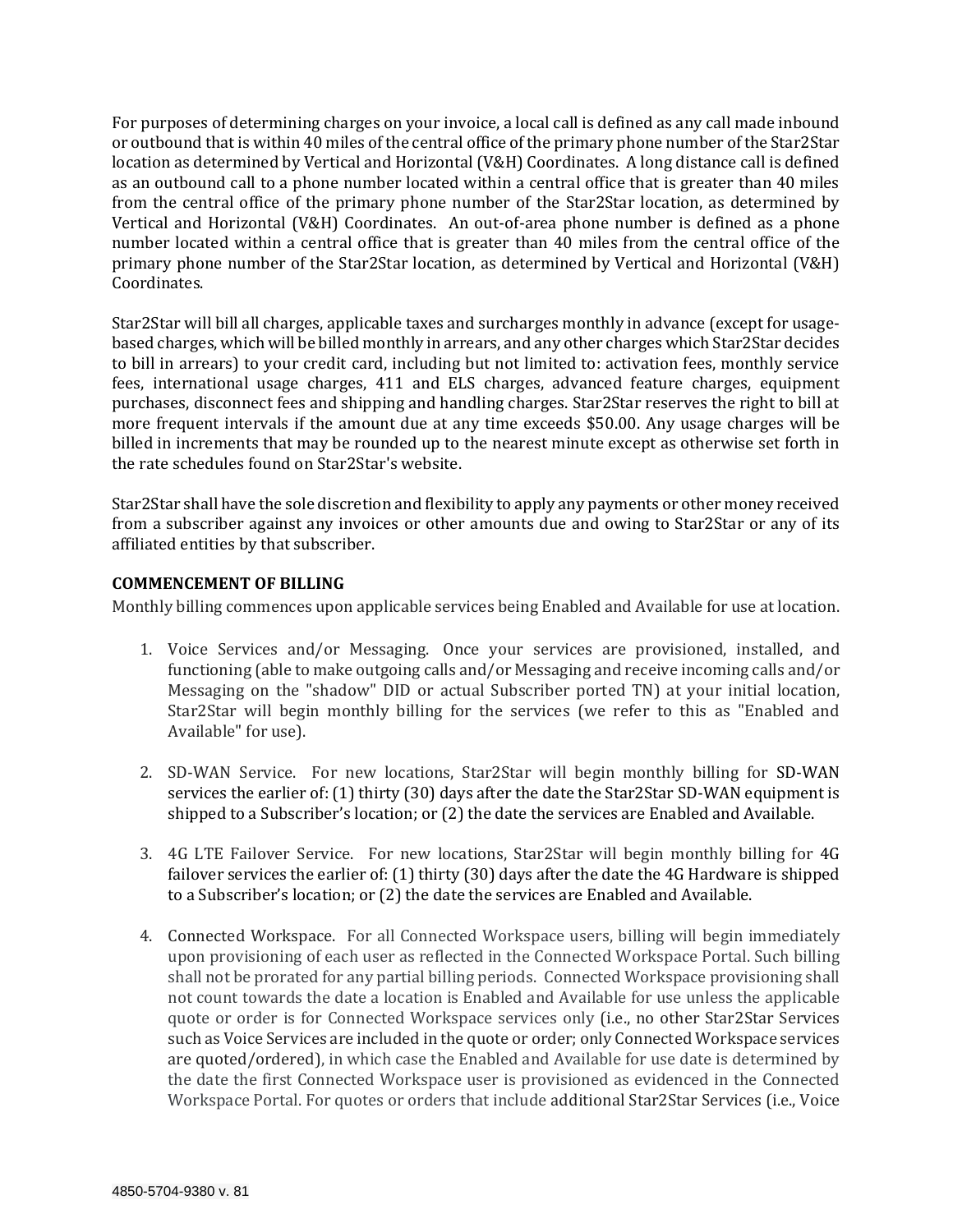For purposes of determining charges on your invoice, a local call is defined as any call made inbound or outbound that is within 40 miles of the central office of the primary phone number of the Star2Star location as determined by Vertical and Horizontal (V&H) Coordinates. A long distance call is defined as an outbound call to a phone number located within a central office that is greater than 40 miles from the central office of the primary phone number of the Star2Star location, as determined by Vertical and Horizontal (V&H) Coordinates. An out-of-area phone number is defined as a phone number located within a central office that is greater than 40 miles from the central office of the primary phone number of the Star2Star location, as determined by Vertical and Horizontal (V&H) Coordinates.

Star2Star will bill all charges, applicable taxes and surcharges monthly in advance (except for usage-based charges, which will be billed monthly in arrears, and any other charges which Star2Star decides to bill in arrears) to your credit card, including but not limited to: activation fees, monthly service fees, international usage charges, 411 and ELS charges, advanced feature charges, equipment purchases, disconnect fees and shipping and handling charges. Star2Star reserves the right to bill at more frequent intervals if the amount due at any time exceeds $50.00. Any usage charges will be billed in increments that may be rounded up to the nearest minute except as otherwise set forth in the rate schedules found on Star2Star's website.

Star2Star shall have the sole discretion and flexibility to apply any payments or other money received from a subscriber against any invoices or other amounts due and owing to Star2Star or any of its affiliated entities by that subscriber.

**COMMENCEMENT OF BILLING**

Monthly billing commences upon applicable services being Enabled and Available for use at location.

1. Voice Services and/or Messaging. Once your services are provisioned, installed, and functioning (able to make outgoing calls and/or Messaging and receive incoming calls and/or Messaging on the "shadow" DID or actual Subscriber ported TN) at your initial location, Star2Star will begin monthly billing for the services (we refer to this as "Enabled and Available" for use).

2. SD-WAN Service. For new locations, Star2Star will begin monthly billing for SD-WAN services the earlier of: (1) thirty (30) days after the date the Star2Star SD-WAN equipment is shipped to a Subscriber's location; or (2) the date the services are Enabled and Available.

3. 4G LTE Failover Service. For new locations, Star2Star will begin monthly billing for 4G failover services the earlier of: (1) thirty (30) days after the date the 4G Hardware is shipped to a Subscriber's location; or (2) the date the services are Enabled and Available.

4. Connected Workspace. For all Connected Workspace users, billing will begin immediately upon provisioning of each user as reflected in the Connected Workspace Portal. Such billing shall not be prorated for any partial billing periods. Connected Workspace provisioning shall not count towards the date a location is Enabled and Available for use unless the applicable quote or order is for Connected Workspace services only (i.e., no other Star2Star Services such as Voice Services are included in the quote or order; only Connected Workspace services are quoted/ordered), in which case the Enabled and Available for use date is determined by the date the first Connected Workspace user is provisioned as evidenced in the Connected Workspace Portal. For quotes or orders that include additional Star2Star Services (i.e., Voice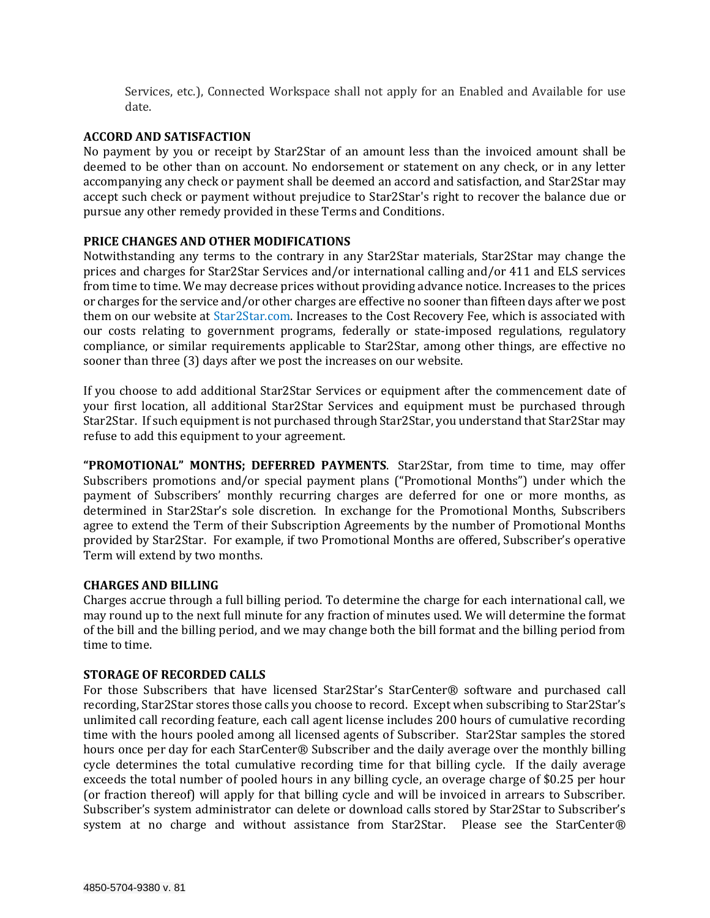Services, etc.), Connected Workspace shall not apply for an Enabled and Available for use date.

**ACCORD AND SATISFACTION**

No payment by you or receipt by Star2Star of an amount less than the invoiced amount shall be deemed to be other than on account. No endorsement or statement on any check, or in any letter accompanying any check or payment shall be deemed an accord and satisfaction, and Star2Star may accept such check or payment without prejudice to Star2Star's right to recover the balance due or pursue any other remedy provided in these Terms and Conditions.

**PRICE CHANGES AND OTHER MODIFICATIONS**

Notwithstanding any terms to the contrary in any Star2Star materials, Star2Star may change the prices and charges for Star2Star Services and/or international calling and/or 411 and ELS services from time to time. We may decrease prices without providing advance notice. Increases to the prices or charges for the service and/or other charges are effective no sooner than fifteen days after we post them on our website at Star2Star.com. Increases to the Cost Recovery Fee, which is associated with our costs relating to government programs, federally or state-imposed regulations, regulatory compliance, or similar requirements applicable to Star2Star, among other things, are effective no sooner than three (3) days after we post the increases on our website.

If you choose to add additional Star2Star Services or equipment after the commencement date of your first location, all additional Star2Star Services and equipment must be purchased through Star2Star. If such equipment is not purchased through Star2Star, you understand that Star2Star may refuse to add this equipment to your agreement.

**"PROMOTIONAL" MONTHS; DEFERRED PAYMENTS**. Star2Star, from time to time, may offer Subscribers promotions and/or special payment plans ("Promotional Months") under which the payment of Subscribers' monthly recurring charges are deferred for one or more months, as determined in Star2Star's sole discretion. In exchange for the Promotional Months, Subscribers agree to extend the Term of their Subscription Agreements by the number of Promotional Months provided by Star2Star. For example, if two Promotional Months are offered, Subscriber's operative Term will extend by two months.

**CHARGES AND BILLING**

Charges accrue through a full billing period. To determine the charge for each international call, we may round up to the next full minute for any fraction of minutes used. We will determine the format of the bill and the billing period, and we may change both the bill format and the billing period from time to time.

**STORAGE OF RECORDED CALLS**

For those Subscribers that have licensed Star2Star's StarCenter® software and purchased call recording, Star2Star stores those calls you choose to record. Except when subscribing to Star2Star's unlimited call recording feature, each call agent license includes 200 hours of cumulative recording time with the hours pooled among all licensed agents of Subscriber. Star2Star samples the stored hours once per day for each StarCenter® Subscriber and the daily average over the monthly billing cycle determines the total cumulative recording time for that billing cycle. If the daily average exceeds the total number of pooled hours in any billing cycle, an overage charge of $0.25 per hour (or fraction thereof) will apply for that billing cycle and will be invoiced in arrears to Subscriber. Subscriber's system administrator can delete or download calls stored by Star2Star to Subscriber's system at no charge and without assistance from Star2Star. Please see the StarCenter®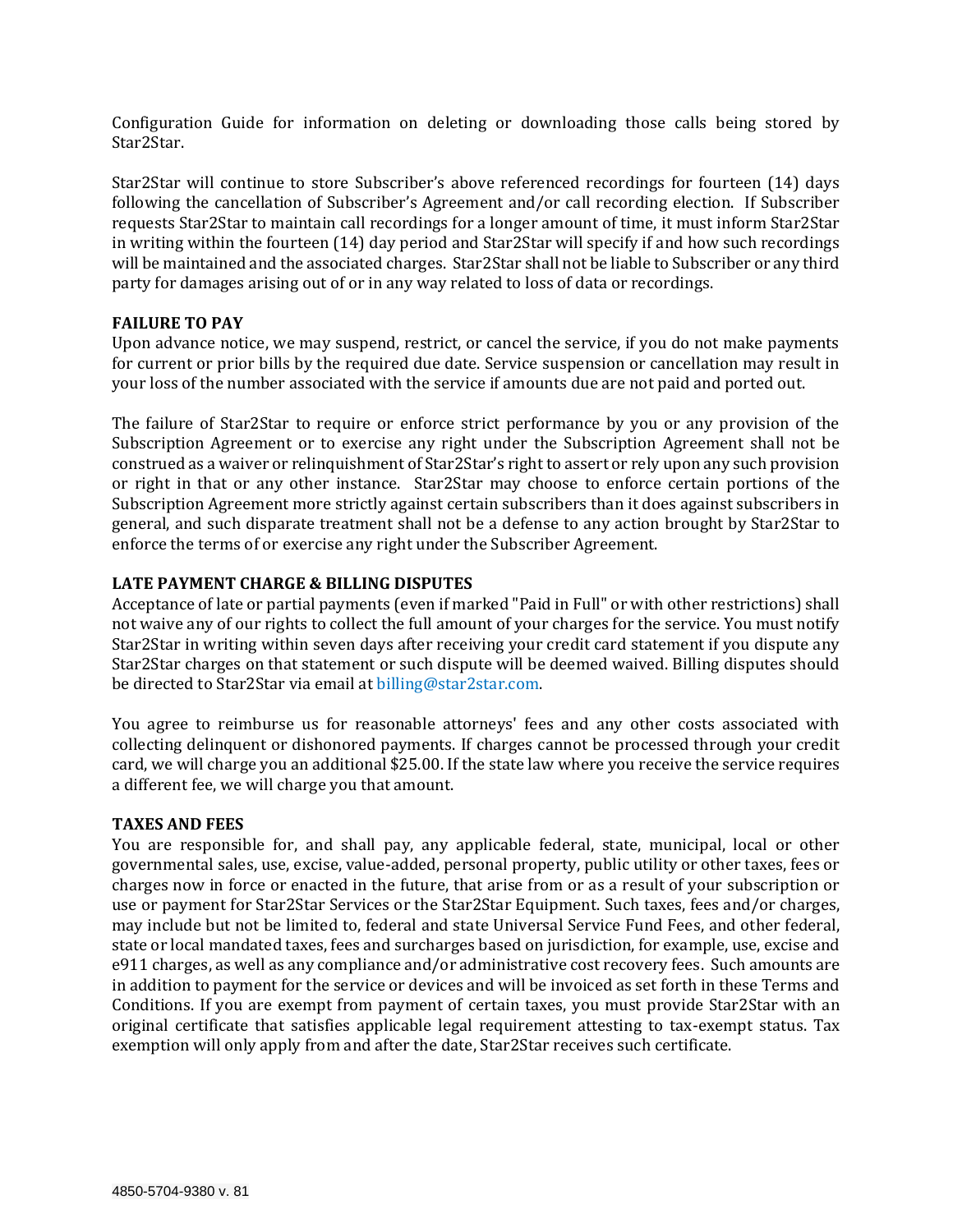Configuration Guide for information on deleting or downloading those calls being stored by Star2Star.

Star2Star will continue to store Subscriber's above referenced recordings for fourteen (14) days following the cancellation of Subscriber's Agreement and/or call recording election. If Subscriber requests Star2Star to maintain call recordings for a longer amount of time, it must inform Star2Star in writing within the fourteen (14) day period and Star2Star will specify if and how such recordings will be maintained and the associated charges. Star2Star shall not be liable to Subscriber or any third party for damages arising out of or in any way related to loss of data or recordings.

**FAILURE TO PAY**

Upon advance notice, we may suspend, restrict, or cancel the service, if you do not make payments for current or prior bills by the required due date. Service suspension or cancellation may result in your loss of the number associated with the service if amounts due are not paid and ported out.

The failure of Star2Star to require or enforce strict performance by you or any provision of the Subscription Agreement or to exercise any right under the Subscription Agreement shall not be construed as a waiver or relinquishment of Star2Star's right to assert or rely upon any such provision or right in that or any other instance. Star2Star may choose to enforce certain portions of the Subscription Agreement more strictly against certain subscribers than it does against subscribers in general, and such disparate treatment shall not be a defense to any action brought by Star2Star to enforce the terms of or exercise any right under the Subscriber Agreement.

**LATE PAYMENT CHARGE & BILLING DISPUTES**

Acceptance of late or partial payments (even if marked "Paid in Full" or with other restrictions) shall not waive any of our rights to collect the full amount of your charges for the service. You must notify Star2Star in writing within seven days after receiving your credit card statement if you dispute any Star2Star charges on that statement or such dispute will be deemed waived. Billing disputes should be directed to Star2Star via email at billing@star2star.com.

You agree to reimburse us for reasonable attorneys' fees and any other costs associated with collecting delinquent or dishonored payments. If charges cannot be processed through your credit card, we will charge you an additional $25.00. If the state law where you receive the service requires a different fee, we will charge you that amount.

**TAXES AND FEES**

You are responsible for, and shall pay, any applicable federal, state, municipal, local or other governmental sales, use, excise, value-added, personal property, public utility or other taxes, fees or charges now in force or enacted in the future, that arise from or as a result of your subscription or use or payment for Star2Star Services or the Star2Star Equipment. Such taxes, fees and/or charges, may include but not be limited to, federal and state Universal Service Fund Fees, and other federal, state or local mandated taxes, fees and surcharges based on jurisdiction, for example, use, excise and e911 charges, as well as any compliance and/or administrative cost recovery fees. Such amounts are in addition to payment for the service or devices and will be invoiced as set forth in these Terms and Conditions. If you are exempt from payment of certain taxes, you must provide Star2Star with an original certificate that satisfies applicable legal requirement attesting to tax-exempt status. Tax exemption will only apply from and after the date, Star2Star receives such certificate.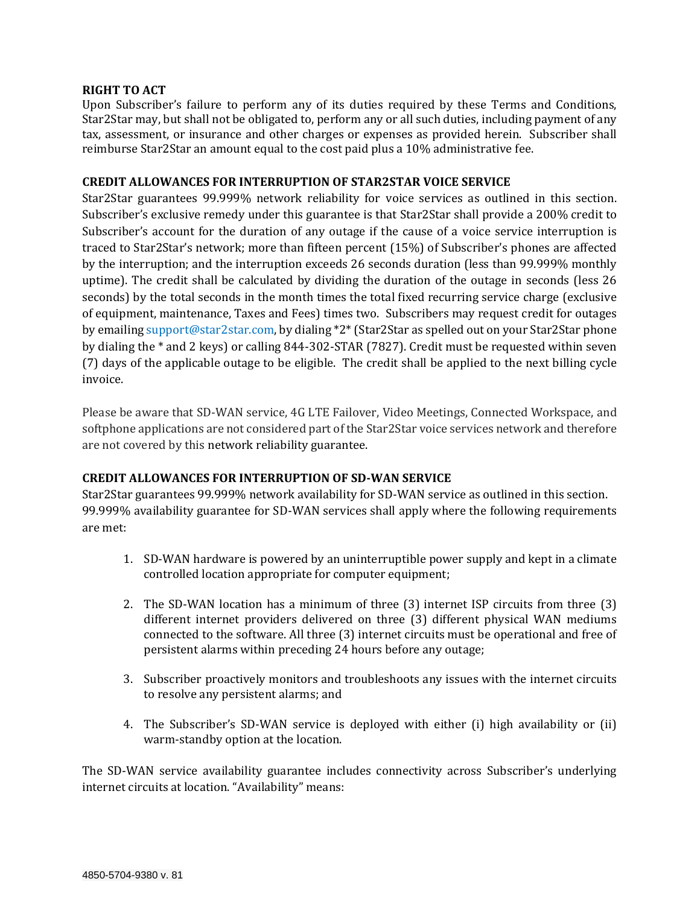**RIGHT TO ACT**

Upon Subscriber's failure to perform any of its duties required by these Terms and Conditions, Star2Star may, but shall not be obligated to, perform any or all such duties, including payment of any tax, assessment, or insurance and other charges or expenses as provided herein. Subscriber shall reimburse Star2Star an amount equal to the cost paid plus a 10% administrative fee.

**CREDIT ALLOWANCES FOR INTERRUPTION OF STAR2STAR VOICE SERVICE**

Star2Star guarantees 99.999% network reliability for voice services as outlined in this section. Subscriber's exclusive remedy under this guarantee is that Star2Star shall provide a 200% credit to Subscriber's account for the duration of any outage if the cause of a voice service interruption is traced to Star2Star's network; more than fifteen percent (15%) of Subscriber's phones are affected by the interruption; and the interruption exceeds 26 seconds duration (less than 99.999% monthly uptime). The credit shall be calculated by dividing the duration of the outage in seconds (less 26 seconds) by the total seconds in the month times the total fixed recurring service charge (exclusive of equipment, maintenance, Taxes and Fees) times two. Subscribers may request credit for outages by emailing support@star2star.com, by dialing *2* (Star2Star as spelled out on your Star2Star phone by dialing the * and 2 keys) or calling 844-302-STAR (7827). Credit must be requested within seven (7) days of the applicable outage to be eligible. The credit shall be applied to the next billing cycle invoice.

Please be aware that SD-WAN service, 4G LTE Failover, Video Meetings, Connected Workspace, and softphone applications are not considered part of the Star2Star voice services network and therefore are not covered by this network reliability guarantee.

**CREDIT ALLOWANCES FOR INTERRUPTION OF SD-WAN SERVICE**

Star2Star guarantees 99.999% network availability for SD-WAN service as outlined in this section. 99.999% availability guarantee for SD-WAN services shall apply where the following requirements are met:

1. SD-WAN hardware is powered by an uninterruptible power supply and kept in a climate controlled location appropriate for computer equipment;

2. The SD-WAN location has a minimum of three (3) internet ISP circuits from three (3) different internet providers delivered on three (3) different physical WAN mediums connected to the software. All three (3) internet circuits must be operational and free of persistent alarms within preceding 24 hours before any outage;

3. Subscriber proactively monitors and troubleshoots any issues with the internet circuits to resolve any persistent alarms; and

4. The Subscriber's SD-WAN service is deployed with either (i) high availability or (ii) warm-standby option at the location.

The SD-WAN service availability guarantee includes connectivity across Subscriber's underlying internet circuits at location. "Availability" means: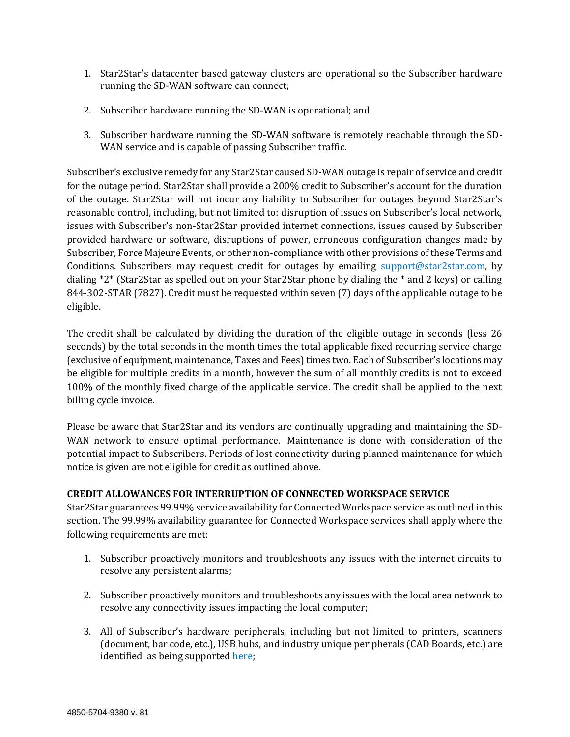1. Star2Star's datacenter based gateway clusters are operational so the Subscriber hardware running the SD-WAN software can connect;

2. Subscriber hardware running the SD-WAN is operational; and

3. Subscriber hardware running the SD-WAN software is remotely reachable through the SD-WAN service and is capable of passing Subscriber traffic.

Subscriber's exclusive remedy for any Star2Star caused SD-WAN outage is repair of service and credit for the outage period. Star2Star shall provide a 200% credit to Subscriber's account for the duration of the outage. Star2Star will not incur any liability to Subscriber for outages beyond Star2Star's reasonable control, including, but not limited to: disruption of issues on Subscriber's local network, issues with Subscriber's non-Star2Star provided internet connections, issues caused by Subscriber provided hardware or software, disruptions of power, erroneous configuration changes made by Subscriber, Force Majeure Events, or other non-compliance with other provisions of these Terms and Conditions. Subscribers may request credit for outages by emailing support@star2star.com, by dialing *2* (Star2Star as spelled out on your Star2Star phone by dialing the * and 2 keys) or calling 844-302-STAR (7827). Credit must be requested within seven (7) days of the applicable outage to be eligible.

The credit shall be calculated by dividing the duration of the eligible outage in seconds (less 26 seconds) by the total seconds in the month times the total applicable fixed recurring service charge (exclusive of equipment, maintenance, Taxes and Fees) times two. Each of Subscriber's locations may be eligible for multiple credits in a month, however the sum of all monthly credits is not to exceed 100% of the monthly fixed charge of the applicable service. The credit shall be applied to the next billing cycle invoice.

Please be aware that Star2Star and its vendors are continually upgrading and maintaining the SD-WAN network to ensure optimal performance. Maintenance is done with consideration of the potential impact to Subscribers. Periods of lost connectivity during planned maintenance for which notice is given are not eligible for credit as outlined above.

**CREDIT ALLOWANCES FOR INTERRUPTION OF CONNECTED WORKSPACE SERVICE**

Star2Star guarantees 99.99% service availability for Connected Workspace service as outlined in this section. The 99.99% availability guarantee for Connected Workspace services shall apply where the following requirements are met:

1. Subscriber proactively monitors and troubleshoots any issues with the internet circuits to resolve any persistent alarms;

2. Subscriber proactively monitors and troubleshoots any issues with the local area network to resolve any connectivity issues impacting the local computer;

3. All of Subscriber's hardware peripherals, including but not limited to printers, scanners (document, bar code, etc.), USB hubs, and industry unique peripherals (CAD Boards, etc.) are identified as being supported here;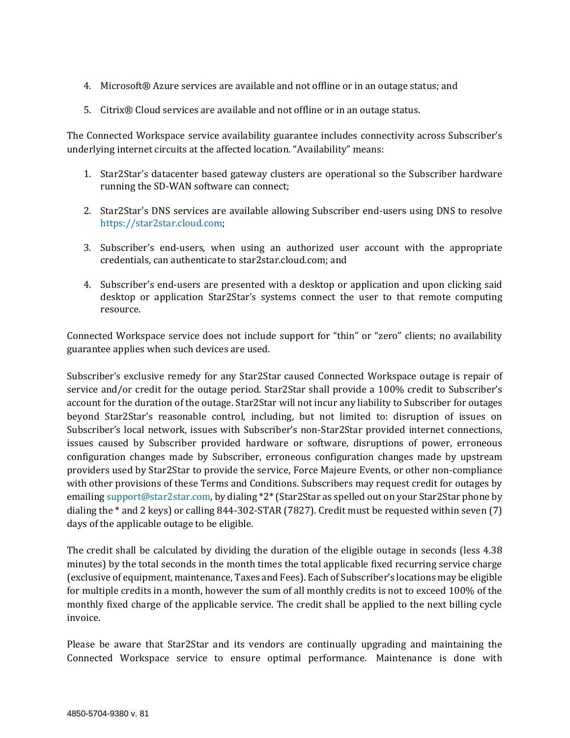4. Microsoft® Azure services are available and not offline or in an outage status; and

5. Citrix® Cloud services are available and not offline or in an outage status.

The Connected Workspace service availability guarantee includes connectivity across Subscriber's underlying internet circuits at the affected location. "Availability" means:

1. Star2Star's datacenter based gateway clusters are operational so the Subscriber hardware running the SD-WAN software can connect;

2. Star2Star's DNS services are available allowing Subscriber end-users using DNS to resolve https://star2star.cloud.com;

3. Subscriber's end-users, when using an authorized user account with the appropriate credentials, can authenticate to star2star.cloud.com; and

4. Subscriber's end-users are presented with a desktop or application and upon clicking said desktop or application Star2Star's systems connect the user to that remote computing resource.

Connected Workspace service does not include support for "thin" or "zero" clients; no availability guarantee applies when such devices are used.

Subscriber's exclusive remedy for any Star2Star caused Connected Workspace outage is repair of service and/or credit for the outage period. Star2Star shall provide a 100% credit to Subscriber's account for the duration of the outage. Star2Star will not incur any liability to Subscriber for outages beyond Star2Star's reasonable control, including, but not limited to: disruption of issues on Subscriber's local network, issues with Subscriber's non-Star2Star provided internet connections, issues caused by Subscriber provided hardware or software, disruptions of power, erroneous configuration changes made by Subscriber, erroneous configuration changes made by upstream providers used by Star2Star to provide the service, Force Majeure Events, or other non-compliance with other provisions of these Terms and Conditions. Subscribers may request credit for outages by emailing support@star2star.com, by dialing *2* (Star2Star as spelled out on your Star2Star phone by dialing the * and 2 keys) or calling 844-302-STAR (7827). Credit must be requested within seven (7) days of the applicable outage to be eligible.

The credit shall be calculated by dividing the duration of the eligible outage in seconds (less 4.38 minutes) by the total seconds in the month times the total applicable fixed recurring service charge (exclusive of equipment, maintenance, Taxes and Fees). Each of Subscriber's locations may be eligible for multiple credits in a month, however the sum of all monthly credits is not to exceed 100% of the monthly fixed charge of the applicable service. The credit shall be applied to the next billing cycle invoice.

Please be aware that Star2Star and its vendors are continually upgrading and maintaining the Connected Workspace service to ensure optimal performance. Maintenance is done with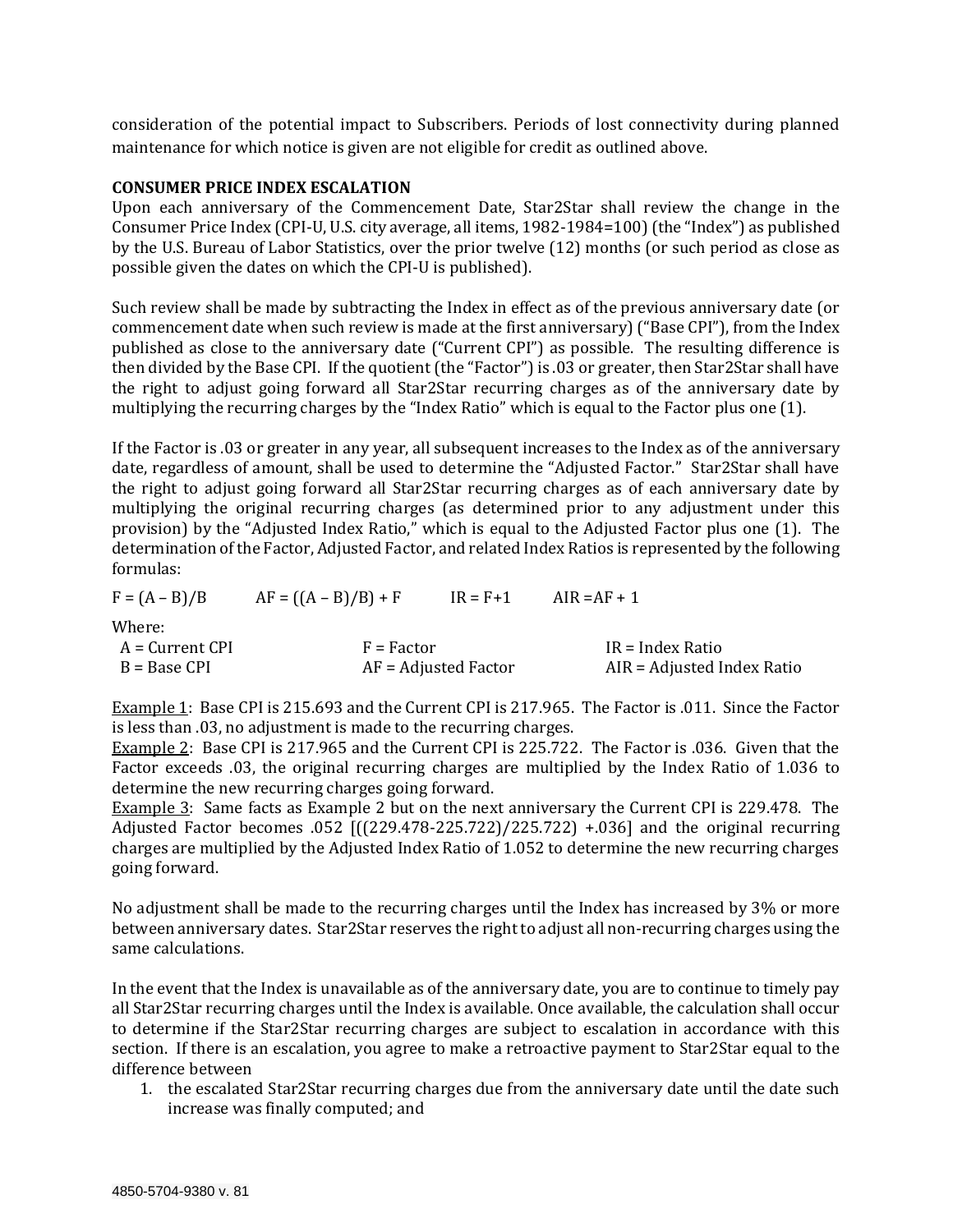consideration of the potential impact to Subscribers. Periods of lost connectivity during planned maintenance for which notice is given are not eligible for credit as outlined above.

**CONSUMER PRICE INDEX ESCALATION**

Upon each anniversary of the Commencement Date, Star2Star shall review the change in the Consumer Price Index (CPI-U, U.S. city average, all items, 1982-1984=100) (the "Index") as published by the U.S. Bureau of Labor Statistics, over the prior twelve (12) months (or such period as close as possible given the dates on which the CPI-U is published).

Such review shall be made by subtracting the Index in effect as of the previous anniversary date (or commencement date when such review is made at the first anniversary) ("Base CPI"), from the Index published as close to the anniversary date ("Current CPI") as possible. The resulting difference is then divided by the Base CPI. If the quotient (the "Factor") is .03 or greater, then Star2Star shall have the right to adjust going forward all Star2Star recurring charges as of the anniversary date by multiplying the recurring charges by the "Index Ratio" which is equal to the Factor plus one (1).

If the Factor is .03 or greater in any year, all subsequent increases to the Index as of the anniversary date, regardless of amount, shall be used to determine the "Adjusted Factor." Star2Star shall have the right to adjust going forward all Star2Star recurring charges as of each anniversary date by multiplying the original recurring charges (as determined prior to any adjustment under this provision) by the "Adjusted Index Ratio," which is equal to the Adjusted Factor plus one (1). The determination of the Factor, Adjusted Factor, and related Index Ratios is represented by the following formulas:

$F = (A - B)/B$ $\quad AF = ((A - B)/B) + F$ $\quad IR = F+1$ $\quad AIR = AF + 1$

Where:

| | | |
|---|---|---|
| A = Current CPI | F = Factor | IR = Index Ratio |
| B = Base CPI | AF = Adjusted Factor | AIR = Adjusted Index Ratio |

<u>Example 1</u>: Base CPI is 215.693 and the Current CPI is 217.965. The Factor is .011. Since the Factor is less than .03, no adjustment is made to the recurring charges.
<u>Example 2</u>: Base CPI is 217.965 and the Current CPI is 225.722. The Factor is .036. Given that the Factor exceeds .03, the original recurring charges are multiplied by the Index Ratio of 1.036 to determine the new recurring charges going forward.
<u>Example 3</u>: Same facts as Example 2 but on the next anniversary the Current CPI is 229.478. The Adjusted Factor becomes .052 [((229.478-225.722)/225.722) +.036] and the original recurring charges are multiplied by the Adjusted Index Ratio of 1.052 to determine the new recurring charges going forward.

No adjustment shall be made to the recurring charges until the Index has increased by 3% or more between anniversary dates. Star2Star reserves the right to adjust all non-recurring charges using the same calculations.

In the event that the Index is unavailable as of the anniversary date, you are to continue to timely pay all Star2Star recurring charges until the Index is available. Once available, the calculation shall occur to determine if the Star2Star recurring charges are subject to escalation in accordance with this section. If there is an escalation, you agree to make a retroactive payment to Star2Star equal to the difference between

1. the escalated Star2Star recurring charges due from the anniversary date until the date such increase was finally computed; and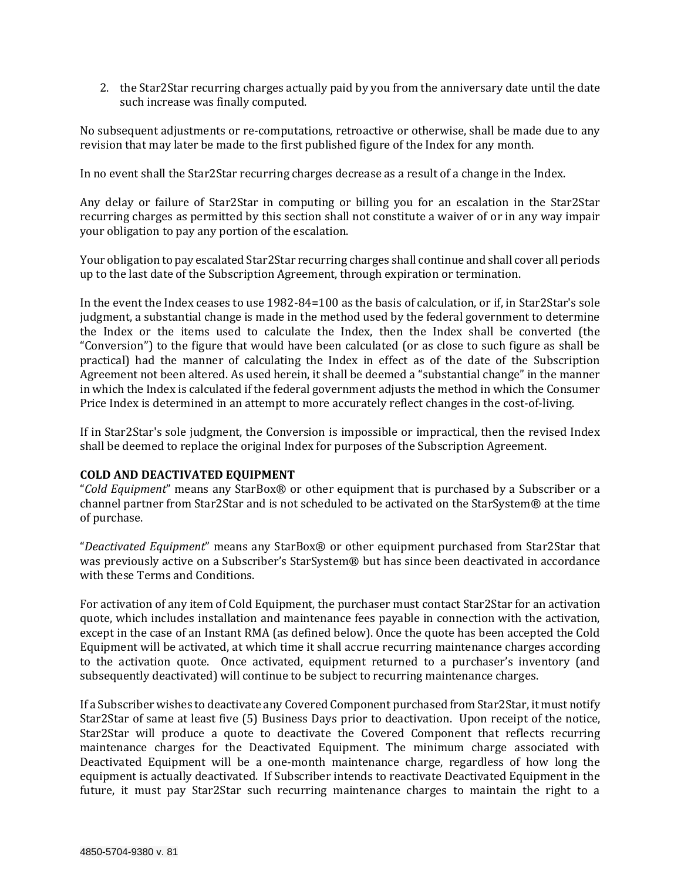2. the Star2Star recurring charges actually paid by you from the anniversary date until the date such increase was finally computed.

No subsequent adjustments or re-computations, retroactive or otherwise, shall be made due to any revision that may later be made to the first published figure of the Index for any month.

In no event shall the Star2Star recurring charges decrease as a result of a change in the Index.

Any delay or failure of Star2Star in computing or billing you for an escalation in the Star2Star recurring charges as permitted by this section shall not constitute a waiver of or in any way impair your obligation to pay any portion of the escalation.

Your obligation to pay escalated Star2Star recurring charges shall continue and shall cover all periods up to the last date of the Subscription Agreement, through expiration or termination.

In the event the Index ceases to use 1982-84=100 as the basis of calculation, or if, in Star2Star's sole judgment, a substantial change is made in the method used by the federal government to determine the Index or the items used to calculate the Index, then the Index shall be converted (the "Conversion") to the figure that would have been calculated (or as close to such figure as shall be practical) had the manner of calculating the Index in effect as of the date of the Subscription Agreement not been altered. As used herein, it shall be deemed a "substantial change" in the manner in which the Index is calculated if the federal government adjusts the method in which the Consumer Price Index is determined in an attempt to more accurately reflect changes in the cost-of-living.

If in Star2Star's sole judgment, the Conversion is impossible or impractical, then the revised Index shall be deemed to replace the original Index for purposes of the Subscription Agreement.

**COLD AND DEACTIVATED EQUIPMENT**

"*Cold Equipment*" means any StarBox® or other equipment that is purchased by a Subscriber or a channel partner from Star2Star and is not scheduled to be activated on the StarSystem® at the time of purchase.

"*Deactivated Equipment*" means any StarBox® or other equipment purchased from Star2Star that was previously active on a Subscriber's StarSystem® but has since been deactivated in accordance with these Terms and Conditions.

For activation of any item of Cold Equipment, the purchaser must contact Star2Star for an activation quote, which includes installation and maintenance fees payable in connection with the activation, except in the case of an Instant RMA (as defined below). Once the quote has been accepted the Cold Equipment will be activated, at which time it shall accrue recurring maintenance charges according to the activation quote. Once activated, equipment returned to a purchaser's inventory (and subsequently deactivated) will continue to be subject to recurring maintenance charges.

If a Subscriber wishes to deactivate any Covered Component purchased from Star2Star, it must notify Star2Star of same at least five (5) Business Days prior to deactivation. Upon receipt of the notice, Star2Star will produce a quote to deactivate the Covered Component that reflects recurring maintenance charges for the Deactivated Equipment. The minimum charge associated with Deactivated Equipment will be a one-month maintenance charge, regardless of how long the equipment is actually deactivated. If Subscriber intends to reactivate Deactivated Equipment in the future, it must pay Star2Star such recurring maintenance charges to maintain the right to a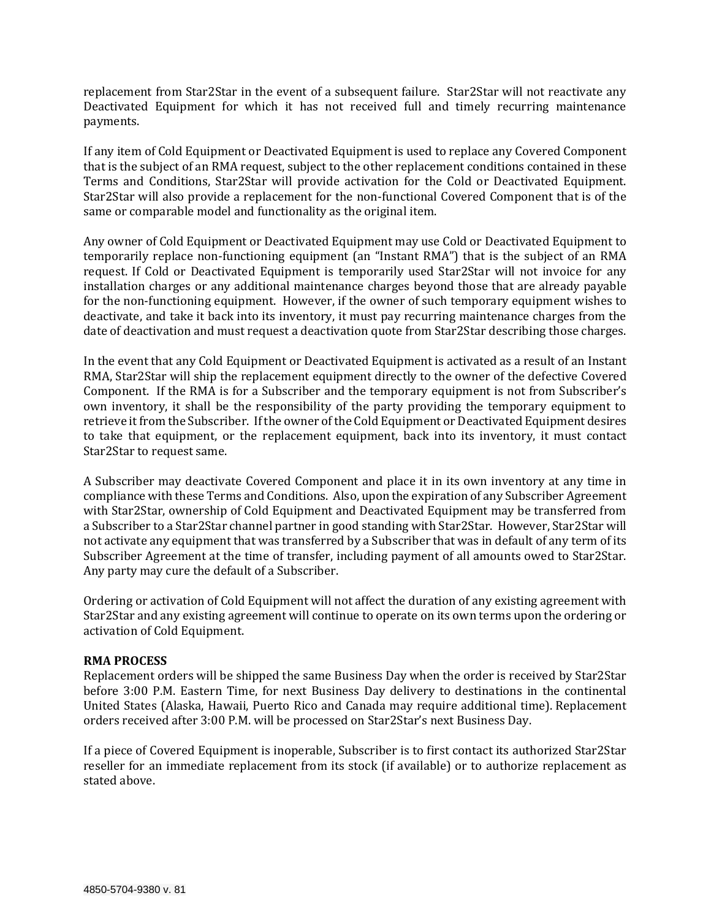replacement from Star2Star in the event of a subsequent failure. Star2Star will not reactivate any Deactivated Equipment for which it has not received full and timely recurring maintenance payments.

If any item of Cold Equipment or Deactivated Equipment is used to replace any Covered Component that is the subject of an RMA request, subject to the other replacement conditions contained in these Terms and Conditions, Star2Star will provide activation for the Cold or Deactivated Equipment. Star2Star will also provide a replacement for the non-functional Covered Component that is of the same or comparable model and functionality as the original item.

Any owner of Cold Equipment or Deactivated Equipment may use Cold or Deactivated Equipment to temporarily replace non-functioning equipment (an "Instant RMA") that is the subject of an RMA request. If Cold or Deactivated Equipment is temporarily used Star2Star will not invoice for any installation charges or any additional maintenance charges beyond those that are already payable for the non-functioning equipment. However, if the owner of such temporary equipment wishes to deactivate, and take it back into its inventory, it must pay recurring maintenance charges from the date of deactivation and must request a deactivation quote from Star2Star describing those charges.

In the event that any Cold Equipment or Deactivated Equipment is activated as a result of an Instant RMA, Star2Star will ship the replacement equipment directly to the owner of the defective Covered Component. If the RMA is for a Subscriber and the temporary equipment is not from Subscriber's own inventory, it shall be the responsibility of the party providing the temporary equipment to retrieve it from the Subscriber. If the owner of the Cold Equipment or Deactivated Equipment desires to take that equipment, or the replacement equipment, back into its inventory, it must contact Star2Star to request same.

A Subscriber may deactivate Covered Component and place it in its own inventory at any time in compliance with these Terms and Conditions. Also, upon the expiration of any Subscriber Agreement with Star2Star, ownership of Cold Equipment and Deactivated Equipment may be transferred from a Subscriber to a Star2Star channel partner in good standing with Star2Star. However, Star2Star will not activate any equipment that was transferred by a Subscriber that was in default of any term of its Subscriber Agreement at the time of transfer, including payment of all amounts owed to Star2Star. Any party may cure the default of a Subscriber.

Ordering or activation of Cold Equipment will not affect the duration of any existing agreement with Star2Star and any existing agreement will continue to operate on its own terms upon the ordering or activation of Cold Equipment.

**RMA PROCESS**

Replacement orders will be shipped the same Business Day when the order is received by Star2Star before 3:00 P.M. Eastern Time, for next Business Day delivery to destinations in the continental United States (Alaska, Hawaii, Puerto Rico and Canada may require additional time). Replacement orders received after 3:00 P.M. will be processed on Star2Star's next Business Day.

If a piece of Covered Equipment is inoperable, Subscriber is to first contact its authorized Star2Star reseller for an immediate replacement from its stock (if available) or to authorize replacement as stated above.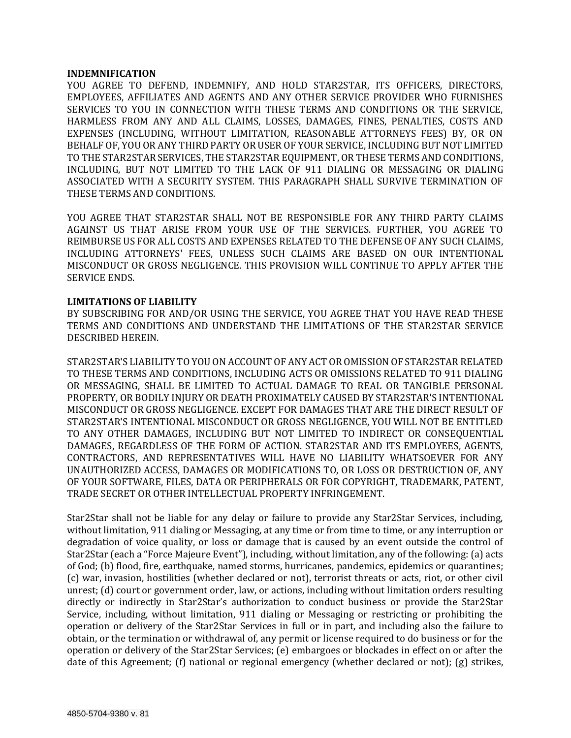**INDEMNIFICATION**

YOU AGREE TO DEFEND, INDEMNIFY, AND HOLD STAR2STAR, ITS OFFICERS, DIRECTORS, EMPLOYEES, AFFILIATES AND AGENTS AND ANY OTHER SERVICE PROVIDER WHO FURNISHES SERVICES TO YOU IN CONNECTION WITH THESE TERMS AND CONDITIONS OR THE SERVICE, HARMLESS FROM ANY AND ALL CLAIMS, LOSSES, DAMAGES, FINES, PENALTIES, COSTS AND EXPENSES (INCLUDING, WITHOUT LIMITATION, REASONABLE ATTORNEYS FEES) BY, OR ON BEHALF OF, YOU OR ANY THIRD PARTY OR USER OF YOUR SERVICE, INCLUDING BUT NOT LIMITED TO THE STAR2STAR SERVICES, THE STAR2STAR EQUIPMENT, OR THESE TERMS AND CONDITIONS, INCLUDING, BUT NOT LIMITED TO THE LACK OF 911 DIALING OR MESSAGING OR DIALING ASSOCIATED WITH A SECURITY SYSTEM. THIS PARAGRAPH SHALL SURVIVE TERMINATION OF THESE TERMS AND CONDITIONS.

YOU AGREE THAT STAR2STAR SHALL NOT BE RESPONSIBLE FOR ANY THIRD PARTY CLAIMS AGAINST US THAT ARISE FROM YOUR USE OF THE SERVICES. FURTHER, YOU AGREE TO REIMBURSE US FOR ALL COSTS AND EXPENSES RELATED TO THE DEFENSE OF ANY SUCH CLAIMS, INCLUDING ATTORNEYS' FEES, UNLESS SUCH CLAIMS ARE BASED ON OUR INTENTIONAL MISCONDUCT OR GROSS NEGLIGENCE. THIS PROVISION WILL CONTINUE TO APPLY AFTER THE SERVICE ENDS.

**LIMITATIONS OF LIABILITY**

BY SUBSCRIBING FOR AND/OR USING THE SERVICE, YOU AGREE THAT YOU HAVE READ THESE TERMS AND CONDITIONS AND UNDERSTAND THE LIMITATIONS OF THE STAR2STAR SERVICE DESCRIBED HEREIN.

STAR2STAR'S LIABILITY TO YOU ON ACCOUNT OF ANY ACT OR OMISSION OF STAR2STAR RELATED TO THESE TERMS AND CONDITIONS, INCLUDING ACTS OR OMISSIONS RELATED TO 911 DIALING OR MESSAGING, SHALL BE LIMITED TO ACTUAL DAMAGE TO REAL OR TANGIBLE PERSONAL PROPERTY, OR BODILY INJURY OR DEATH PROXIMATELY CAUSED BY STAR2STAR'S INTENTIONAL MISCONDUCT OR GROSS NEGLIGENCE. EXCEPT FOR DAMAGES THAT ARE THE DIRECT RESULT OF STAR2STAR'S INTENTIONAL MISCONDUCT OR GROSS NEGLIGENCE, YOU WILL NOT BE ENTITLED TO ANY OTHER DAMAGES, INCLUDING BUT NOT LIMITED TO INDIRECT OR CONSEQUENTIAL DAMAGES, REGARDLESS OF THE FORM OF ACTION. STAR2STAR AND ITS EMPLOYEES, AGENTS, CONTRACTORS, AND REPRESENTATIVES WILL HAVE NO LIABILITY WHATSOEVER FOR ANY UNAUTHORIZED ACCESS, DAMAGES OR MODIFICATIONS TO, OR LOSS OR DESTRUCTION OF, ANY OF YOUR SOFTWARE, FILES, DATA OR PERIPHERALS OR FOR COPYRIGHT, TRADEMARK, PATENT, TRADE SECRET OR OTHER INTELLECTUAL PROPERTY INFRINGEMENT.

Star2Star shall not be liable for any delay or failure to provide any Star2Star Services, including, without limitation, 911 dialing or Messaging, at any time or from time to time, or any interruption or degradation of voice quality, or loss or damage that is caused by an event outside the control of Star2Star (each a "Force Majeure Event"), including, without limitation, any of the following: (a) acts of God; (b) flood, fire, earthquake, named storms, hurricanes, pandemics, epidemics or quarantines; (c) war, invasion, hostilities (whether declared or not), terrorist threats or acts, riot, or other civil unrest; (d) court or government order, law, or actions, including without limitation orders resulting directly or indirectly in Star2Star's authorization to conduct business or provide the Star2Star Service, including, without limitation, 911 dialing or Messaging or restricting or prohibiting the operation or delivery of the Star2Star Services in full or in part, and including also the failure to obtain, or the termination or withdrawal of, any permit or license required to do business or for the operation or delivery of the Star2Star Services; (e) embargoes or blockades in effect on or after the date of this Agreement; (f) national or regional emergency (whether declared or not); (g) strikes,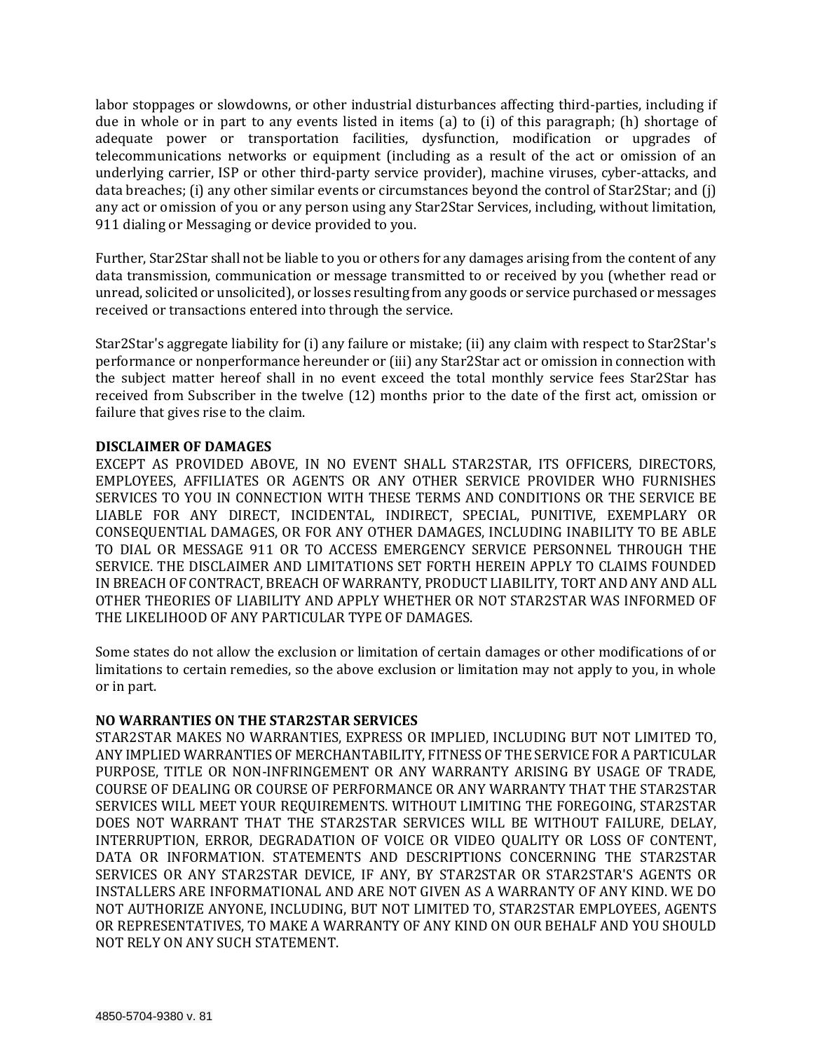labor stoppages or slowdowns, or other industrial disturbances affecting third-parties, including if due in whole or in part to any events listed in items (a) to (i) of this paragraph; (h) shortage of adequate power or transportation facilities, dysfunction, modification or upgrades of telecommunications networks or equipment (including as a result of the act or omission of an underlying carrier, ISP or other third-party service provider), machine viruses, cyber-attacks, and data breaches; (i) any other similar events or circumstances beyond the control of Star2Star; and (j) any act or omission of you or any person using any Star2Star Services, including, without limitation, 911 dialing or Messaging or device provided to you.

Further, Star2Star shall not be liable to you or others for any damages arising from the content of any data transmission, communication or message transmitted to or received by you (whether read or unread, solicited or unsolicited), or losses resulting from any goods or service purchased or messages received or transactions entered into through the service.

Star2Star's aggregate liability for (i) any failure or mistake; (ii) any claim with respect to Star2Star's performance or nonperformance hereunder or (iii) any Star2Star act or omission in connection with the subject matter hereof shall in no event exceed the total monthly service fees Star2Star has received from Subscriber in the twelve (12) months prior to the date of the first act, omission or failure that gives rise to the claim.

**DISCLAIMER OF DAMAGES**

EXCEPT AS PROVIDED ABOVE, IN NO EVENT SHALL STAR2STAR, ITS OFFICERS, DIRECTORS, EMPLOYEES, AFFILIATES OR AGENTS OR ANY OTHER SERVICE PROVIDER WHO FURNISHES SERVICES TO YOU IN CONNECTION WITH THESE TERMS AND CONDITIONS OR THE SERVICE BE LIABLE FOR ANY DIRECT, INCIDENTAL, INDIRECT, SPECIAL, PUNITIVE, EXEMPLARY OR CONSEQUENTIAL DAMAGES, OR FOR ANY OTHER DAMAGES, INCLUDING INABILITY TO BE ABLE TO DIAL OR MESSAGE 911 OR TO ACCESS EMERGENCY SERVICE PERSONNEL THROUGH THE SERVICE. THE DISCLAIMER AND LIMITATIONS SET FORTH HEREIN APPLY TO CLAIMS FOUNDED IN BREACH OF CONTRACT, BREACH OF WARRANTY, PRODUCT LIABILITY, TORT AND ANY AND ALL OTHER THEORIES OF LIABILITY AND APPLY WHETHER OR NOT STAR2STAR WAS INFORMED OF THE LIKELIHOOD OF ANY PARTICULAR TYPE OF DAMAGES.

Some states do not allow the exclusion or limitation of certain damages or other modifications of or limitations to certain remedies, so the above exclusion or limitation may not apply to you, in whole or in part.

**NO WARRANTIES ON THE STAR2STAR SERVICES**

STAR2STAR MAKES NO WARRANTIES, EXPRESS OR IMPLIED, INCLUDING BUT NOT LIMITED TO, ANY IMPLIED WARRANTIES OF MERCHANTABILITY, FITNESS OF THE SERVICE FOR A PARTICULAR PURPOSE, TITLE OR NON-INFRINGEMENT OR ANY WARRANTY ARISING BY USAGE OF TRADE, COURSE OF DEALING OR COURSE OF PERFORMANCE OR ANY WARRANTY THAT THE STAR2STAR SERVICES WILL MEET YOUR REQUIREMENTS. WITHOUT LIMITING THE FOREGOING, STAR2STAR DOES NOT WARRANT THAT THE STAR2STAR SERVICES WILL BE WITHOUT FAILURE, DELAY, INTERRUPTION, ERROR, DEGRADATION OF VOICE OR VIDEO QUALITY OR LOSS OF CONTENT, DATA OR INFORMATION. STATEMENTS AND DESCRIPTIONS CONCERNING THE STAR2STAR SERVICES OR ANY STAR2STAR DEVICE, IF ANY, BY STAR2STAR OR STAR2STAR'S AGENTS OR INSTALLERS ARE INFORMATIONAL AND ARE NOT GIVEN AS A WARRANTY OF ANY KIND. WE DO NOT AUTHORIZE ANYONE, INCLUDING, BUT NOT LIMITED TO, STAR2STAR EMPLOYEES, AGENTS OR REPRESENTATIVES, TO MAKE A WARRANTY OF ANY KIND ON OUR BEHALF AND YOU SHOULD NOT RELY ON ANY SUCH STATEMENT.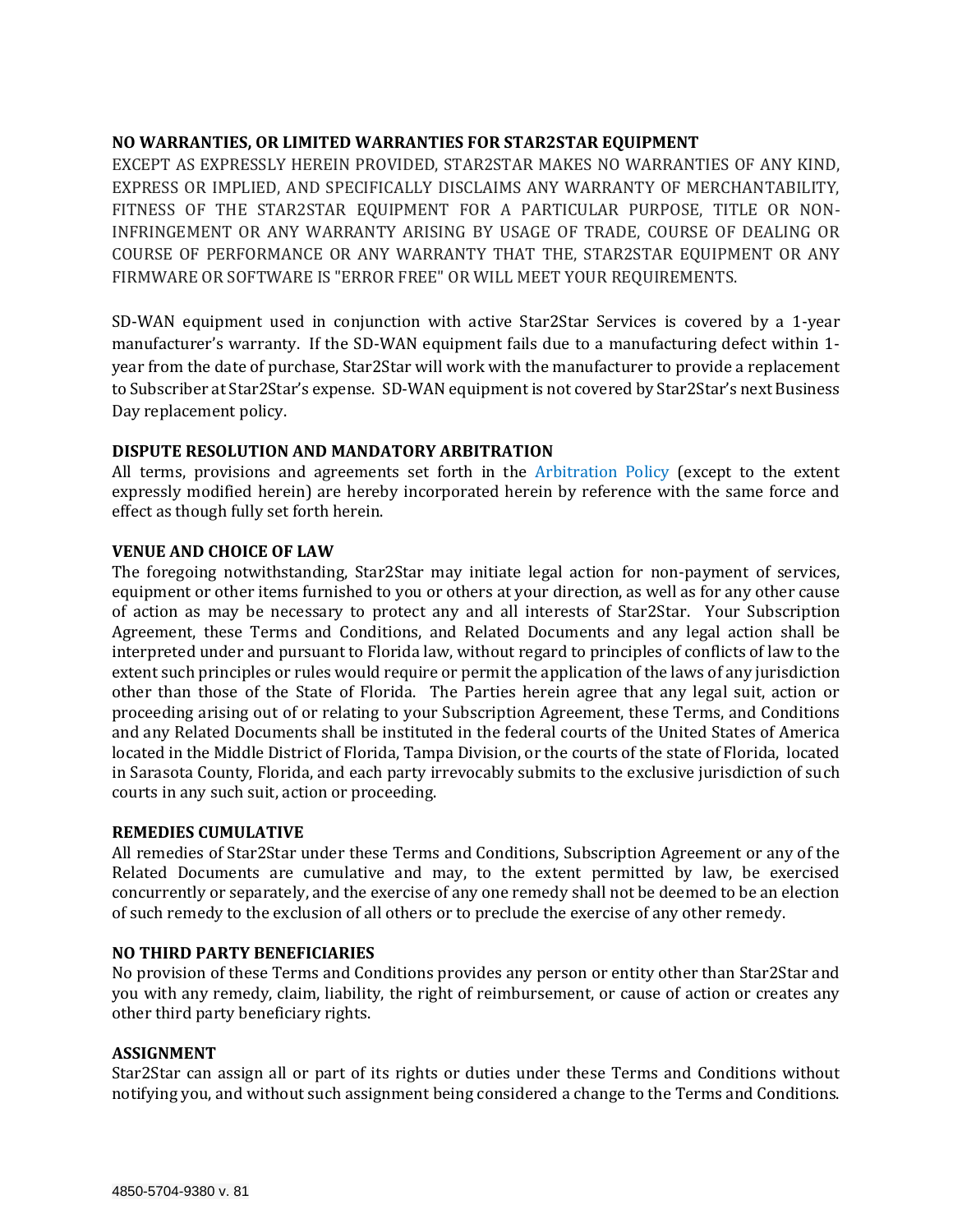**NO WARRANTIES, OR LIMITED WARRANTIES FOR STAR2STAR EQUIPMENT**

EXCEPT AS EXPRESSLY HEREIN PROVIDED, STAR2STAR MAKES NO WARRANTIES OF ANY KIND, EXPRESS OR IMPLIED, AND SPECIFICALLY DISCLAIMS ANY WARRANTY OF MERCHANTABILITY, FITNESS OF THE STAR2STAR EQUIPMENT FOR A PARTICULAR PURPOSE, TITLE OR NON-INFRINGEMENT OR ANY WARRANTY ARISING BY USAGE OF TRADE, COURSE OF DEALING OR COURSE OF PERFORMANCE OR ANY WARRANTY THAT THE, STAR2STAR EQUIPMENT OR ANY FIRMWARE OR SOFTWARE IS "ERROR FREE" OR WILL MEET YOUR REQUIREMENTS.

SD-WAN equipment used in conjunction with active Star2Star Services is covered by a 1-year manufacturer's warranty. If the SD-WAN equipment fails due to a manufacturing defect within 1-year from the date of purchase, Star2Star will work with the manufacturer to provide a replacement to Subscriber at Star2Star's expense. SD-WAN equipment is not covered by Star2Star's next Business Day replacement policy.

**DISPUTE RESOLUTION AND MANDATORY ARBITRATION**

All terms, provisions and agreements set forth in the Arbitration Policy (except to the extent expressly modified herein) are hereby incorporated herein by reference with the same force and effect as though fully set forth herein.

**VENUE AND CHOICE OF LAW**

The foregoing notwithstanding, Star2Star may initiate legal action for non-payment of services, equipment or other items furnished to you or others at your direction, as well as for any other cause of action as may be necessary to protect any and all interests of Star2Star. Your Subscription Agreement, these Terms and Conditions, and Related Documents and any legal action shall be interpreted under and pursuant to Florida law, without regard to principles of conflicts of law to the extent such principles or rules would require or permit the application of the laws of any jurisdiction other than those of the State of Florida. The Parties herein agree that any legal suit, action or proceeding arising out of or relating to your Subscription Agreement, these Terms, and Conditions and any Related Documents shall be instituted in the federal courts of the United States of America located in the Middle District of Florida, Tampa Division, or the courts of the state of Florida, located in Sarasota County, Florida, and each party irrevocably submits to the exclusive jurisdiction of such courts in any such suit, action or proceeding.

**REMEDIES CUMULATIVE**

All remedies of Star2Star under these Terms and Conditions, Subscription Agreement or any of the Related Documents are cumulative and may, to the extent permitted by law, be exercised concurrently or separately, and the exercise of any one remedy shall not be deemed to be an election of such remedy to the exclusion of all others or to preclude the exercise of any other remedy.

**NO THIRD PARTY BENEFICIARIES**

No provision of these Terms and Conditions provides any person or entity other than Star2Star and you with any remedy, claim, liability, the right of reimbursement, or cause of action or creates any other third party beneficiary rights.

**ASSIGNMENT**

Star2Star can assign all or part of its rights or duties under these Terms and Conditions without notifying you, and without such assignment being considered a change to the Terms and Conditions.

4850-5704-9380 v. 81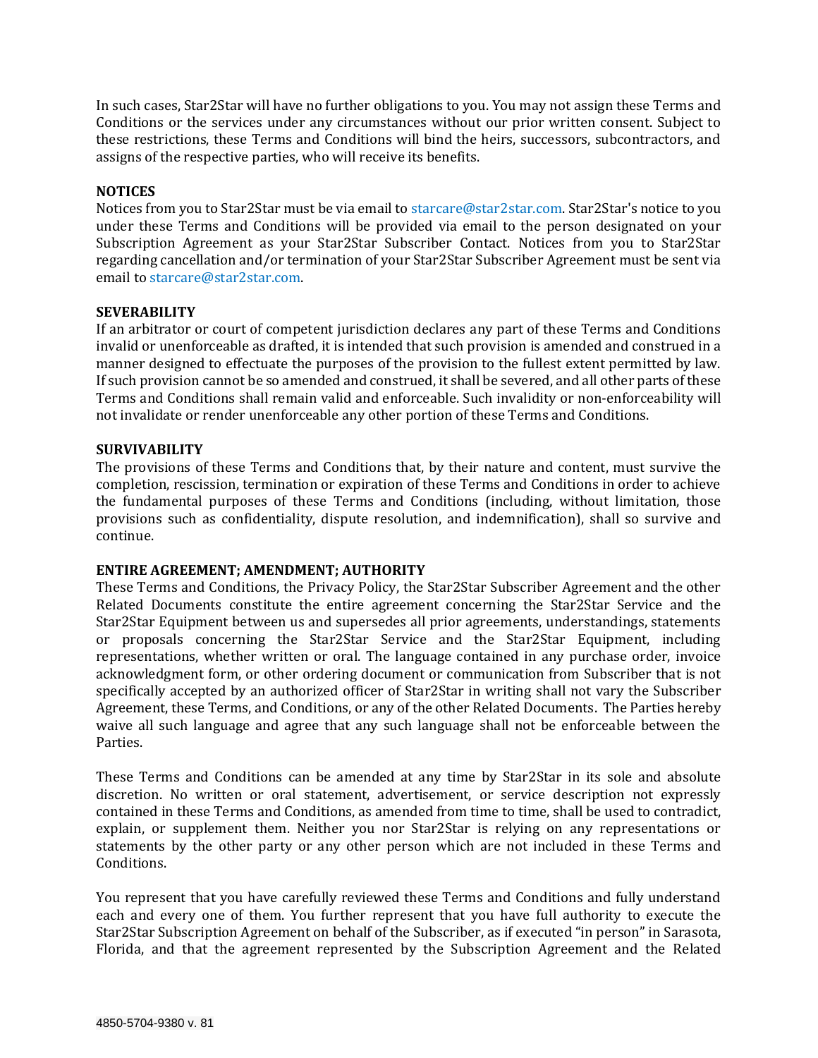In such cases, Star2Star will have no further obligations to you. You may not assign these Terms and Conditions or the services under any circumstances without our prior written consent. Subject to these restrictions, these Terms and Conditions will bind the heirs, successors, subcontractors, and assigns of the respective parties, who will receive its benefits.

**NOTICES**

Notices from you to Star2Star must be via email to starcare@star2star.com. Star2Star's notice to you under these Terms and Conditions will be provided via email to the person designated on your Subscription Agreement as your Star2Star Subscriber Contact. Notices from you to Star2Star regarding cancellation and/or termination of your Star2Star Subscriber Agreement must be sent via email to starcare@star2star.com.

**SEVERABILITY**

If an arbitrator or court of competent jurisdiction declares any part of these Terms and Conditions invalid or unenforceable as drafted, it is intended that such provision is amended and construed in a manner designed to effectuate the purposes of the provision to the fullest extent permitted by law. If such provision cannot be so amended and construed, it shall be severed, and all other parts of these Terms and Conditions shall remain valid and enforceable. Such invalidity or non-enforceability will not invalidate or render unenforceable any other portion of these Terms and Conditions.

**SURVIVABILITY**

The provisions of these Terms and Conditions that, by their nature and content, must survive the completion, rescission, termination or expiration of these Terms and Conditions in order to achieve the fundamental purposes of these Terms and Conditions (including, without limitation, those provisions such as confidentiality, dispute resolution, and indemnification), shall so survive and continue.

**ENTIRE AGREEMENT; AMENDMENT; AUTHORITY**

These Terms and Conditions, the Privacy Policy, the Star2Star Subscriber Agreement and the other Related Documents constitute the entire agreement concerning the Star2Star Service and the Star2Star Equipment between us and supersedes all prior agreements, understandings, statements or proposals concerning the Star2Star Service and the Star2Star Equipment, including representations, whether written or oral. The language contained in any purchase order, invoice acknowledgment form, or other ordering document or communication from Subscriber that is not specifically accepted by an authorized officer of Star2Star in writing shall not vary the Subscriber Agreement, these Terms, and Conditions, or any of the other Related Documents. The Parties hereby waive all such language and agree that any such language shall not be enforceable between the Parties.

These Terms and Conditions can be amended at any time by Star2Star in its sole and absolute discretion. No written or oral statement, advertisement, or service description not expressly contained in these Terms and Conditions, as amended from time to time, shall be used to contradict, explain, or supplement them. Neither you nor Star2Star is relying on any representations or statements by the other party or any other person which are not included in these Terms and Conditions.

You represent that you have carefully reviewed these Terms and Conditions and fully understand each and every one of them. You further represent that you have full authority to execute the Star2Star Subscription Agreement on behalf of the Subscriber, as if executed "in person" in Sarasota, Florida, and that the agreement represented by the Subscription Agreement and the Related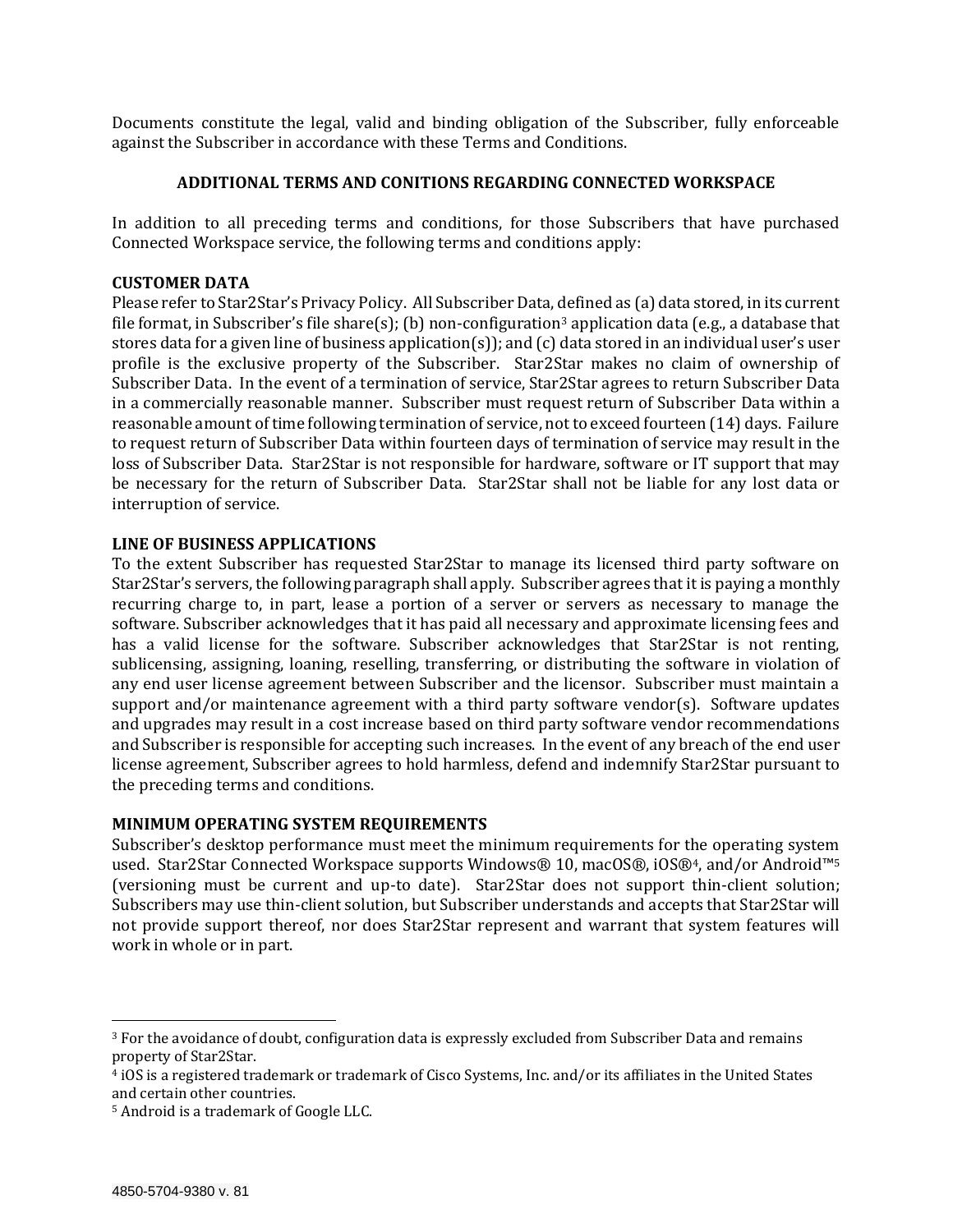Documents constitute the legal, valid and binding obligation of the Subscriber, fully enforceable against the Subscriber in accordance with these Terms and Conditions.

## ADDITIONAL TERMS AND CONITIONS REGARDING CONNECTED WORKSPACE

In addition to all preceding terms and conditions, for those Subscribers that have purchased Connected Workspace service, the following terms and conditions apply:

**CUSTOMER DATA**
Please refer to Star2Star's Privacy Policy. All Subscriber Data, defined as (a) data stored, in its current file format, in Subscriber's file share(s); (b) non-configuration[3] application data (e.g., a database that stores data for a given line of business application(s)); and (c) data stored in an individual user's user profile is the exclusive property of the Subscriber. Star2Star makes no claim of ownership of Subscriber Data. In the event of a termination of service, Star2Star agrees to return Subscriber Data in a commercially reasonable manner. Subscriber must request return of Subscriber Data within a reasonable amount of time following termination of service, not to exceed fourteen (14) days. Failure to request return of Subscriber Data within fourteen days of termination of service may result in the loss of Subscriber Data. Star2Star is not responsible for hardware, software or IT support that may be necessary for the return of Subscriber Data. Star2Star shall not be liable for any lost data or interruption of service.

**LINE OF BUSINESS APPLICATIONS**
To the extent Subscriber has requested Star2Star to manage its licensed third party software on Star2Star's servers, the following paragraph shall apply. Subscriber agrees that it is paying a monthly recurring charge to, in part, lease a portion of a server or servers as necessary to manage the software. Subscriber acknowledges that it has paid all necessary and approximate licensing fees and has a valid license for the software. Subscriber acknowledges that Star2Star is not renting, sublicensing, assigning, loaning, reselling, transferring, or distributing the software in violation of any end user license agreement between Subscriber and the licensor. Subscriber must maintain a support and/or maintenance agreement with a third party software vendor(s). Software updates and upgrades may result in a cost increase based on third party software vendor recommendations and Subscriber is responsible for accepting such increases. In the event of any breach of the end user license agreement, Subscriber agrees to hold harmless, defend and indemnify Star2Star pursuant to the preceding terms and conditions.

**MINIMUM OPERATING SYSTEM REQUIREMENTS**
Subscriber's desktop performance must meet the minimum requirements for the operating system used. Star2Star Connected Workspace supports Windows® 10, macOS®, iOS®[4], and/or Android™[5] (versioning must be current and up-to date). Star2Star does not support thin-client solution; Subscribers may use thin-client solution, but Subscriber understands and accepts that Star2Star will not provide support thereof, nor does Star2Star represent and warrant that system features will work in whole or in part.

---

[3] For the avoidance of doubt, configuration data is expressly excluded from Subscriber Data and remains property of Star2Star.
[4] iOS is a registered trademark or trademark of Cisco Systems, Inc. and/or its affiliates in the United States and certain other countries.
[5] Android is a trademark of Google LLC.

4850-5704-9380 v. 81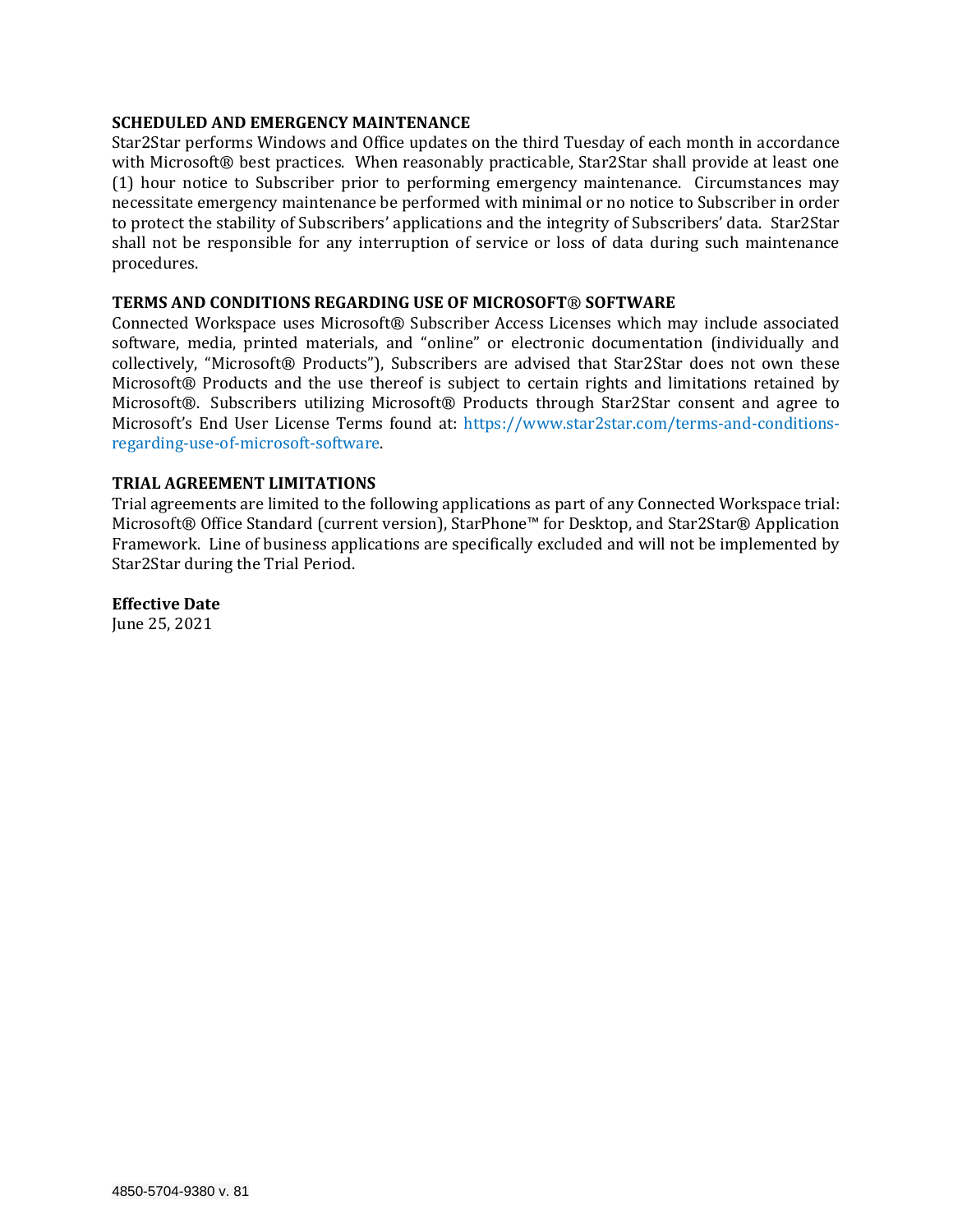**SCHEDULED AND EMERGENCY MAINTENANCE**

Star2Star performs Windows and Office updates on the third Tuesday of each month in accordance with Microsoft® best practices. When reasonably practicable, Star2Star shall provide at least one (1) hour notice to Subscriber prior to performing emergency maintenance. Circumstances may necessitate emergency maintenance be performed with minimal or no notice to Subscriber in order to protect the stability of Subscribers' applications and the integrity of Subscribers' data. Star2Star shall not be responsible for any interruption of service or loss of data during such maintenance procedures.

**TERMS AND CONDITIONS REGARDING USE OF MICROSOFT® SOFTWARE**

Connected Workspace uses Microsoft® Subscriber Access Licenses which may include associated software, media, printed materials, and "online" or electronic documentation (individually and collectively, "Microsoft® Products"), Subscribers are advised that Star2Star does not own these Microsoft® Products and the use thereof is subject to certain rights and limitations retained by Microsoft®. Subscribers utilizing Microsoft® Products through Star2Star consent and agree to Microsoft's End User License Terms found at: https://www.star2star.com/terms-and-conditions-regarding-use-of-microsoft-software.

**TRIAL AGREEMENT LIMITATIONS**

Trial agreements are limited to the following applications as part of any Connected Workspace trial: Microsoft® Office Standard (current version), StarPhone™ for Desktop, and Star2Star® Application Framework. Line of business applications are specifically excluded and will not be implemented by Star2Star during the Trial Period.

**Effective Date**

June 25, 2021